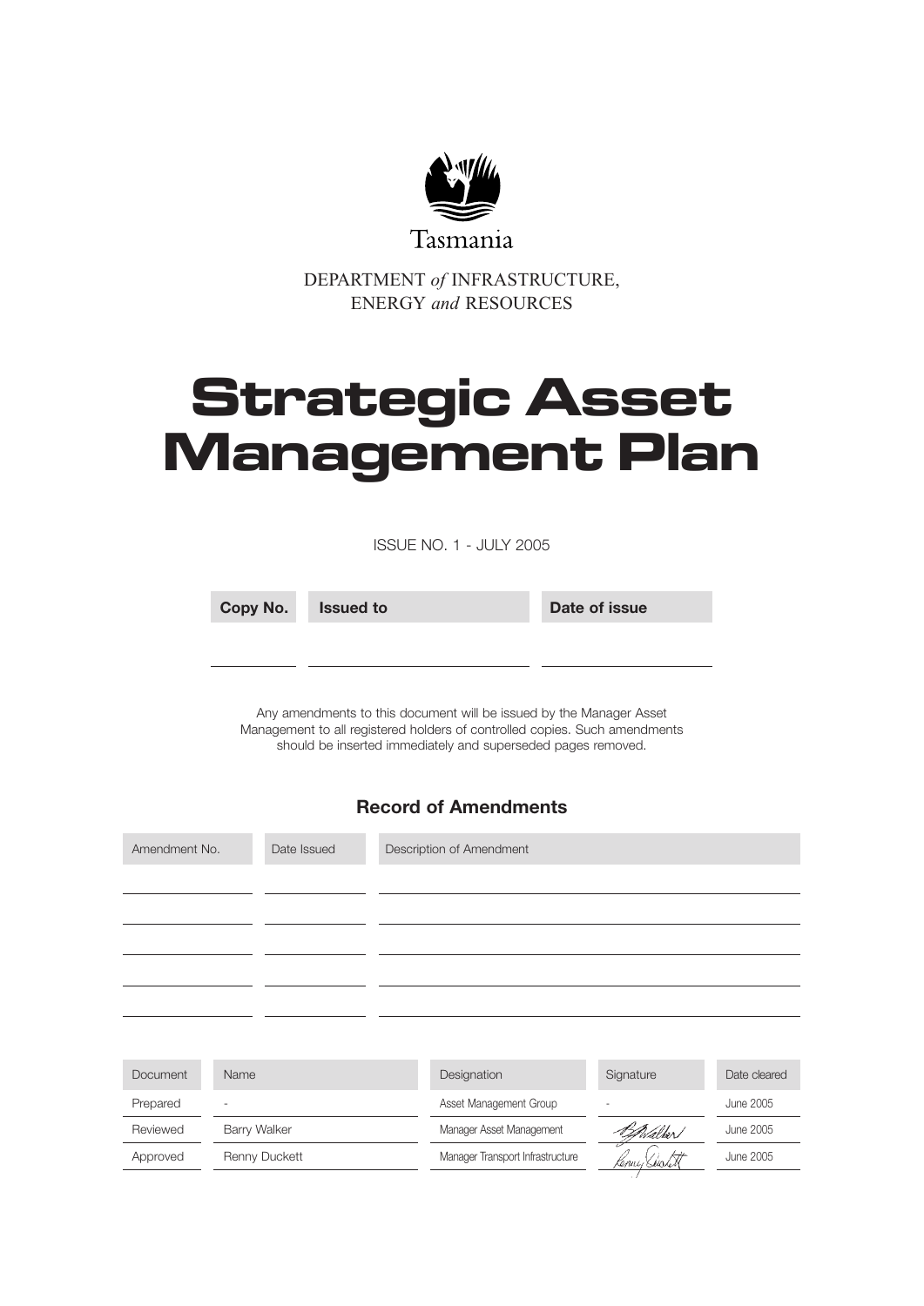Tasmania

DEPARTMENT *of* INFRASTRUCTURE, ENERGY *and* RESOURCES

# Strategic Asset Management Plan

ISSUE NO. 1 - JULY 2005

| Copy No. | Issued to | Date of issue |
| --- | --- | --- |
| | | |

Any amendments to this document will be issued by the Manager Asset Management to all registered holders of controlled copies. Such amendments should be inserted immediately and superseded pages removed.

## Record of Amendments

| Amendment No. | Date Issued | Description of Amendment |
| --- | --- | --- |
| | | |
| | | |
| | | |
| | | |
| | | |

| Document | Name | Designation | Signature | Date cleared |
| --- | --- | --- | --- | --- |
| Prepared | - | Asset Management Group | - | June 2005 |
| Reviewed | Barry Walker | Manager Asset Management | B Walker | June 2005 |
| Approved | Renny Duckett | Manager Transport Infrastructure | Renny Duckett | June 2005 |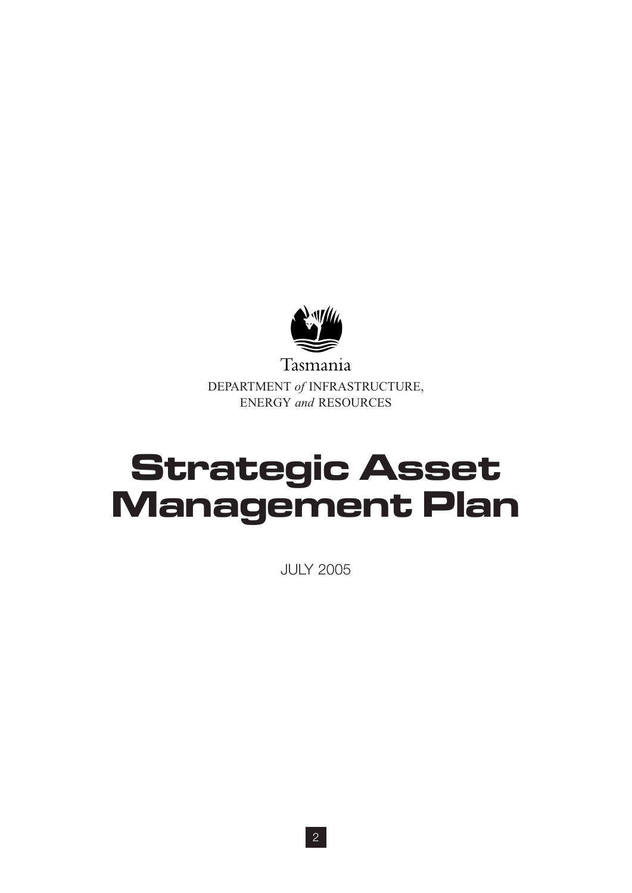Tasmania

DEPARTMENT *of* INFRASTRUCTURE, ENERGY *and* RESOURCES

# Strategic Asset Management Plan

JULY 2005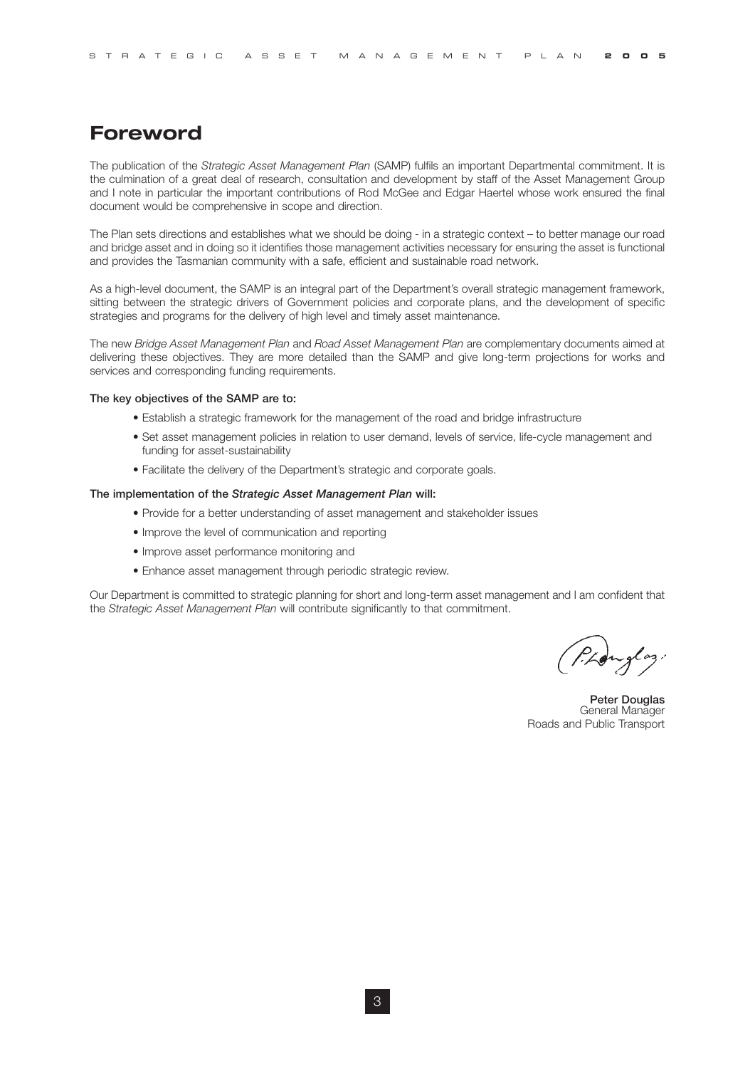# Foreword

The publication of the *Strategic Asset Management Plan* (SAMP) fulfils an important Departmental commitment. It is the culmination of a great deal of research, consultation and development by staff of the Asset Management Group and I note in particular the important contributions of Rod McGee and Edgar Haertel whose work ensured the final document would be comprehensive in scope and direction.

The Plan sets directions and establishes what we should be doing - in a strategic context – to better manage our road and bridge asset and in doing so it identifies those management activities necessary for ensuring the asset is functional and provides the Tasmanian community with a safe, efficient and sustainable road network.

As a high-level document, the SAMP is an integral part of the Department's overall strategic management framework, sitting between the strategic drivers of Government policies and corporate plans, and the development of specific strategies and programs for the delivery of high level and timely asset maintenance.

The new *Bridge Asset Management Plan* and *Road Asset Management Plan* are complementary documents aimed at delivering these objectives. They are more detailed than the SAMP and give long-term projections for works and services and corresponding funding requirements.

**The key objectives of the SAMP are to:**

- Establish a strategic framework for the management of the road and bridge infrastructure
- Set asset management policies in relation to user demand, levels of service, life-cycle management and funding for asset-sustainability
- Facilitate the delivery of the Department's strategic and corporate goals.

**The implementation of the *Strategic Asset Management Plan* will:**

- Provide for a better understanding of asset management and stakeholder issues
- Improve the level of communication and reporting
- Improve asset performance monitoring and
- Enhance asset management through periodic strategic review.

Our Department is committed to strategic planning for short and long-term asset management and I am confident that the *Strategic Asset Management Plan* will contribute significantly to that commitment.

**Peter Douglas**
General Manager
Roads and Public Transport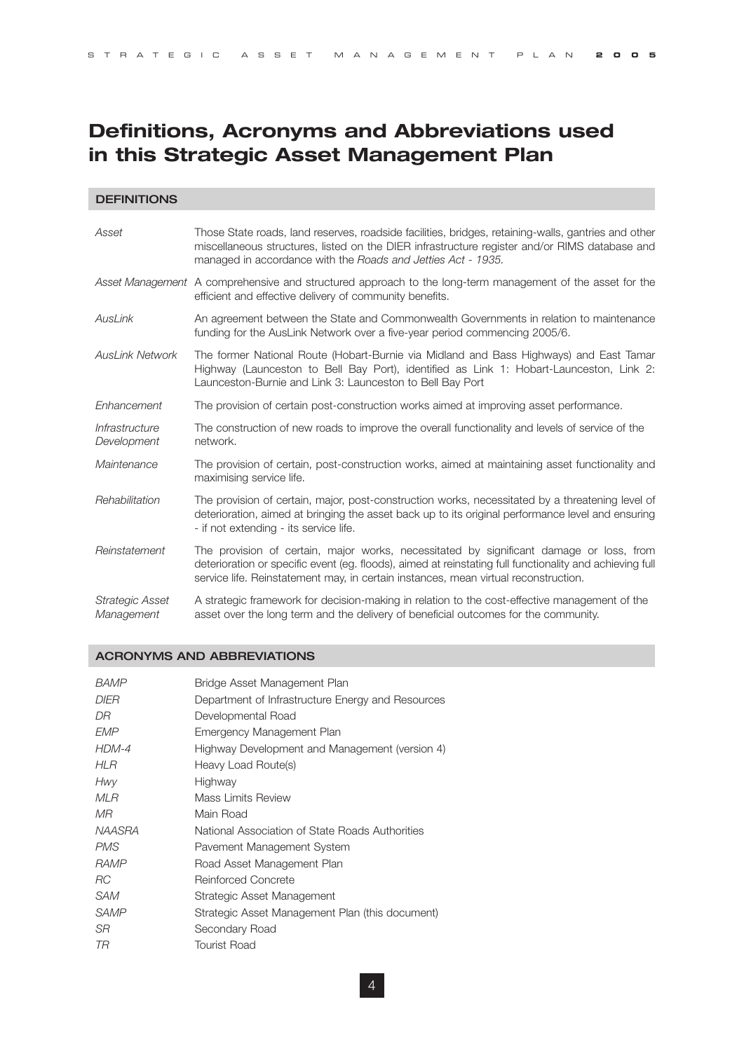# Definitions, Acronyms and Abbreviations used in this Strategic Asset Management Plan

## DEFINITIONS

| | |
|---|---|
| *Asset* | Those State roads, land reserves, roadside facilities, bridges, retaining-walls, gantries and other miscellaneous structures, listed on the DIER infrastructure register and/or RIMS database and managed in accordance with the *Roads and Jetties Act - 1935.* |
| *Asset Management* | A comprehensive and structured approach to the long-term management of the asset for the efficient and effective delivery of community benefits. |
| *AusLink* | An agreement between the State and Commonwealth Governments in relation to maintenance funding for the AusLink Network over a five-year period commencing 2005/6. |
| *AusLink Network* | The former National Route (Hobart-Burnie via Midland and Bass Highways) and East Tamar Highway (Launceston to Bell Bay Port), identified as Link 1: Hobart-Launceston, Link 2: Launceston-Burnie and Link 3: Launceston to Bell Bay Port |
| *Enhancement* | The provision of certain post-construction works aimed at improving asset performance. |
| *Infrastructure Development* | The construction of new roads to improve the overall functionality and levels of service of the network. |
| *Maintenance* | The provision of certain, post-construction works, aimed at maintaining asset functionality and maximising service life. |
| *Rehabilitation* | The provision of certain, major, post-construction works, necessitated by a threatening level of deterioration, aimed at bringing the asset back up to its original performance level and ensuring - if not extending - its service life. |
| *Reinstatement* | The provision of certain, major works, necessitated by significant damage or loss, from deterioration or specific event (eg. floods), aimed at reinstating full functionality and achieving full service life. Reinstatement may, in certain instances, mean virtual reconstruction. |
| *Strategic Asset Management* | A strategic framework for decision-making in relation to the cost-effective management of the asset over the long term and the delivery of beneficial outcomes for the community. |

## ACRONYMS AND ABBREVIATIONS

| | |
|---|---|
| *BAMP* | Bridge Asset Management Plan |
| *DIER* | Department of Infrastructure Energy and Resources |
| *DR* | Developmental Road |
| *EMP* | Emergency Management Plan |
| *HDM-4* | Highway Development and Management (version 4) |
| *HLR* | Heavy Load Route(s) |
| *Hwy* | Highway |
| *MLR* | Mass Limits Review |
| *MR* | Main Road |
| *NAASRA* | National Association of State Roads Authorities |
| *PMS* | Pavement Management System |
| *RAMP* | Road Asset Management Plan |
| *RC* | Reinforced Concrete |
| *SAM* | Strategic Asset Management |
| *SAMP* | Strategic Asset Management Plan (this document) |
| *SR* | Secondary Road |
| *TR* | Tourist Road |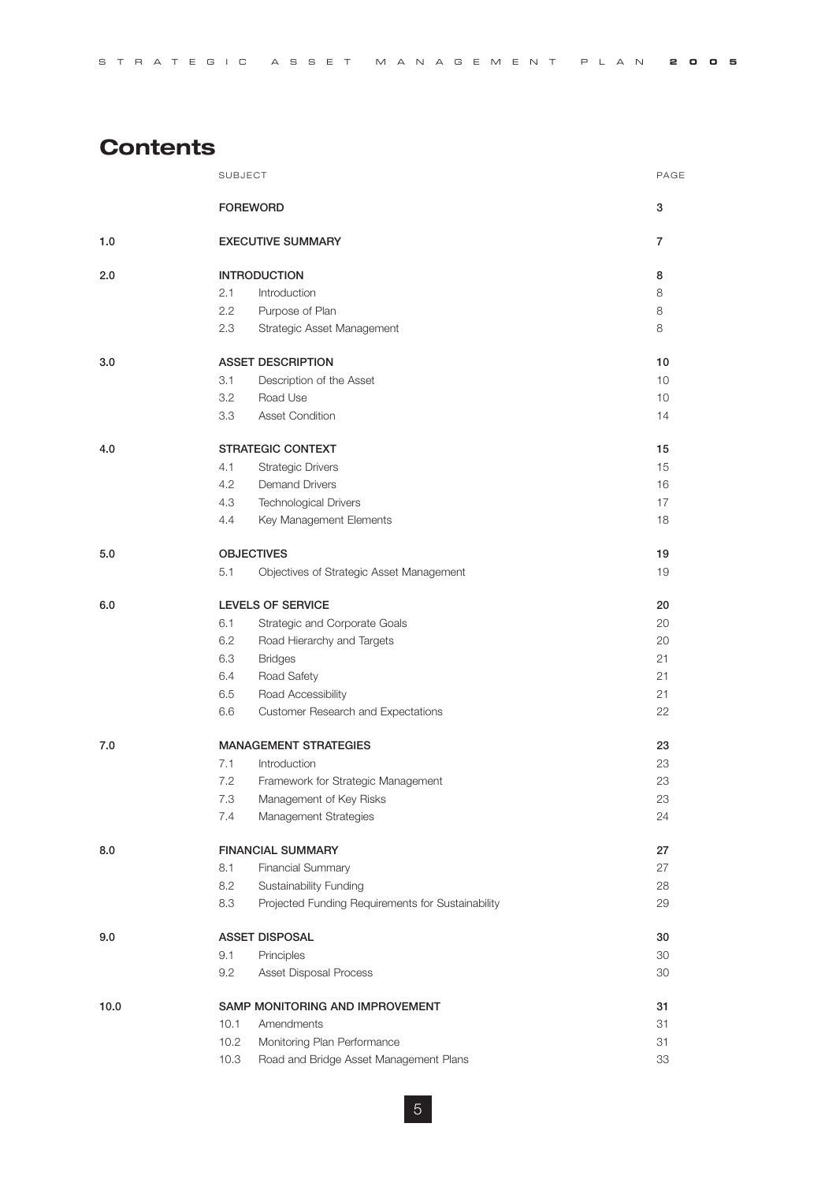# Contents

| | SUBJECT | | PAGE |
|---|---|---|---|
| | **FOREWORD** | | **3** |
| **1.0** | **EXECUTIVE SUMMARY** | | **7** |
| **2.0** | **INTRODUCTION** | | **8** |
| | 2.1 | Introduction | 8 |
| | 2.2 | Purpose of Plan | 8 |
| | 2.3 | Strategic Asset Management | 8 |
| **3.0** | **ASSET DESCRIPTION** | | **10** |
| | 3.1 | Description of the Asset | 10 |
| | 3.2 | Road Use | 10 |
| | 3.3 | Asset Condition | 14 |
| **4.0** | **STRATEGIC CONTEXT** | | **15** |
| | 4.1 | Strategic Drivers | 15 |
| | 4.2 | Demand Drivers | 16 |
| | 4.3 | Technological Drivers | 17 |
| | 4.4 | Key Management Elements | 18 |
| **5.0** | **OBJECTIVES** | | **19** |
| | 5.1 | Objectives of Strategic Asset Management | 19 |
| **6.0** | **LEVELS OF SERVICE** | | **20** |
| | 6.1 | Strategic and Corporate Goals | 20 |
| | 6.2 | Road Hierarchy and Targets | 20 |
| | 6.3 | Bridges | 21 |
| | 6.4 | Road Safety | 21 |
| | 6.5 | Road Accessibility | 21 |
| | 6.6 | Customer Research and Expectations | 22 |
| **7.0** | **MANAGEMENT STRATEGIES** | | **23** |
| | 7.1 | Introduction | 23 |
| | 7.2 | Framework for Strategic Management | 23 |
| | 7.3 | Management of Key Risks | 23 |
| | 7.4 | Management Strategies | 24 |
| **8.0** | **FINANCIAL SUMMARY** | | **27** |
| | 8.1 | Financial Summary | 27 |
| | 8.2 | Sustainability Funding | 28 |
| | 8.3 | Projected Funding Requirements for Sustainability | 29 |
| **9.0** | **ASSET DISPOSAL** | | **30** |
| | 9.1 | Principles | 30 |
| | 9.2 | Asset Disposal Process | 30 |
| **10.0** | **SAMP MONITORING AND IMPROVEMENT** | | **31** |
| | 10.1 | Amendments | 31 |
| | 10.2 | Monitoring Plan Performance | 31 |
| | 10.3 | Road and Bridge Asset Management Plans | 33 |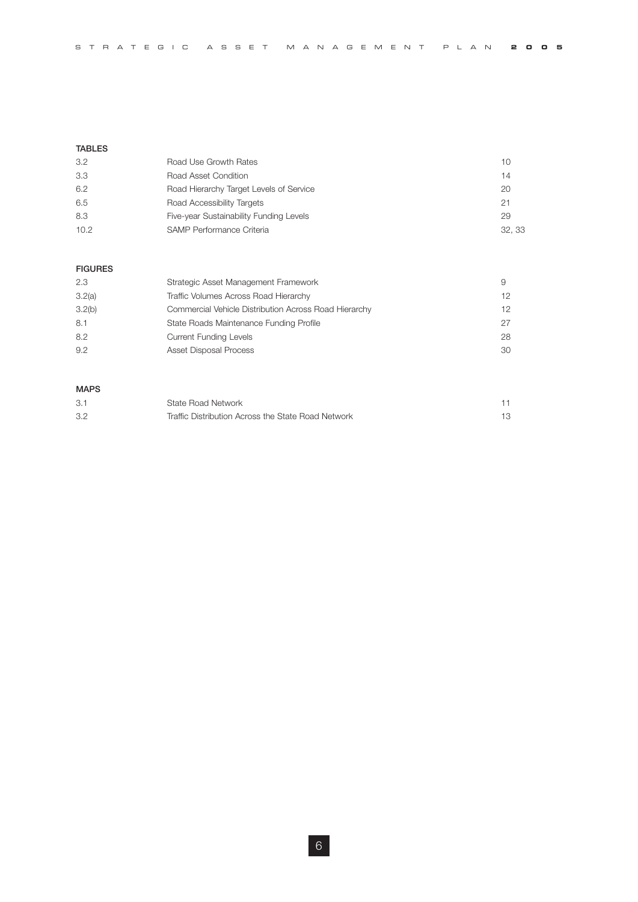### TABLES

| | | |
|---|---|---|
| 3.2 | Road Use Growth Rates | 10 |
| 3.3 | Road Asset Condition | 14 |
| 6.2 | Road Hierarchy Target Levels of Service | 20 |
| 6.5 | Road Accessibility Targets | 21 |
| 8.3 | Five-year Sustainability Funding Levels | 29 |
| 10.2 | SAMP Performance Criteria | 32, 33 |

### FIGURES

| | | |
|---|---|---|
| 2.3 | Strategic Asset Management Framework | 9 |
| 3.2(a) | Traffic Volumes Across Road Hierarchy | 12 |
| 3.2(b) | Commercial Vehicle Distribution Across Road Hierarchy | 12 |
| 8.1 | State Roads Maintenance Funding Profile | 27 |
| 8.2 | Current Funding Levels | 28 |
| 9.2 | Asset Disposal Process | 30 |

### MAPS

| | | |
|---|---|---|
| 3.1 | State Road Network | 11 |
| 3.2 | Traffic Distribution Across the State Road Network | 13 |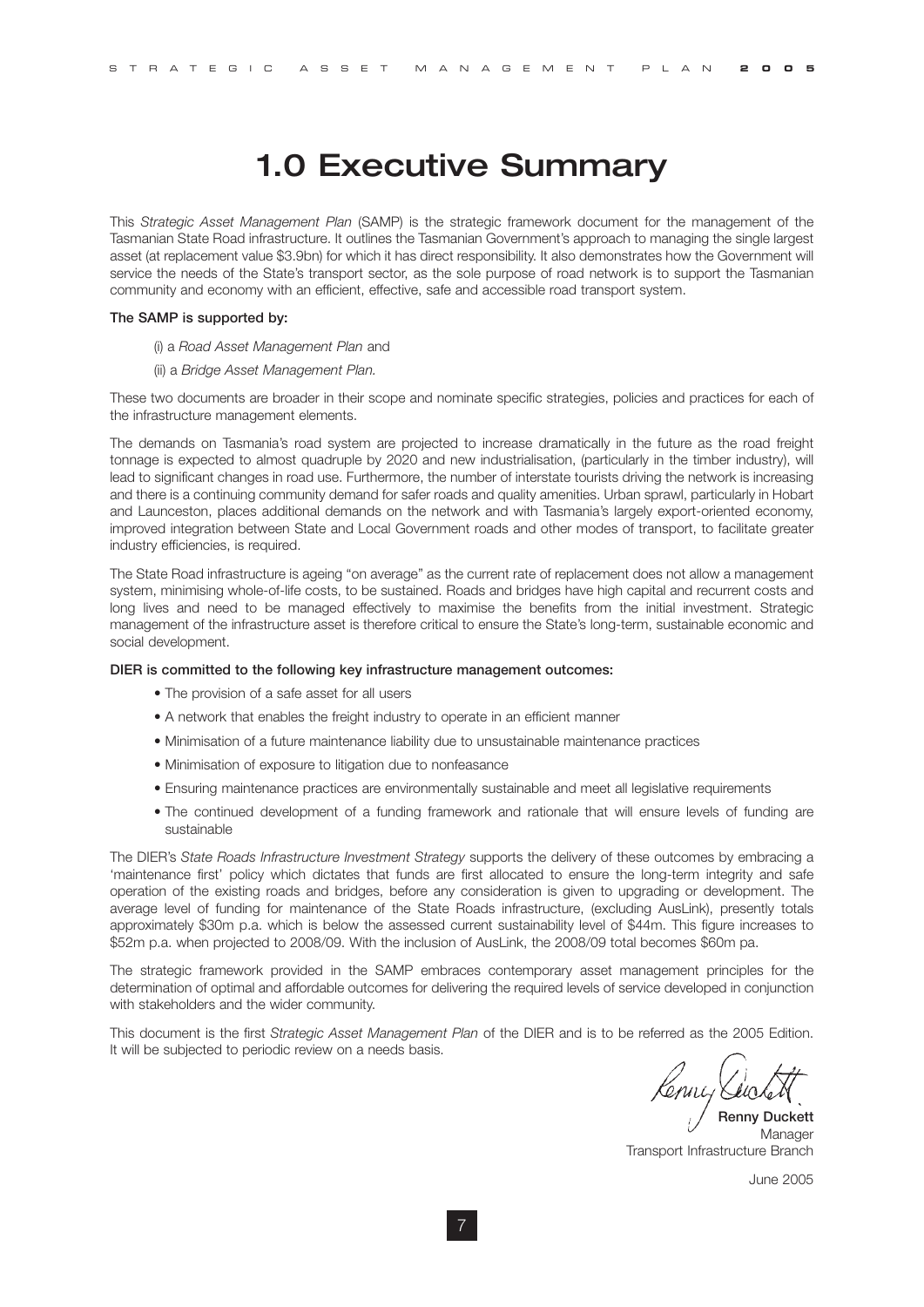# 1.0 Executive Summary

This *Strategic Asset Management Plan* (SAMP) is the strategic framework document for the management of the Tasmanian State Road infrastructure. It outlines the Tasmanian Government's approach to managing the single largest asset (at replacement value $3.9bn) for which it has direct responsibility. It also demonstrates how the Government will service the needs of the State's transport sector, as the sole purpose of road network is to support the Tasmanian community and economy with an efficient, effective, safe and accessible road transport system.

**The SAMP is supported by:**

(i) a *Road Asset Management Plan* and

(ii) a *Bridge Asset Management Plan.*

These two documents are broader in their scope and nominate specific strategies, policies and practices for each of the infrastructure management elements.

The demands on Tasmania's road system are projected to increase dramatically in the future as the road freight tonnage is expected to almost quadruple by 2020 and new industrialisation, (particularly in the timber industry), will lead to significant changes in road use. Furthermore, the number of interstate tourists driving the network is increasing and there is a continuing community demand for safer roads and quality amenities. Urban sprawl, particularly in Hobart and Launceston, places additional demands on the network and with Tasmania's largely export-oriented economy, improved integration between State and Local Government roads and other modes of transport, to facilitate greater industry efficiencies, is required.

The State Road infrastructure is ageing "on average" as the current rate of replacement does not allow a management system, minimising whole-of-life costs, to be sustained. Roads and bridges have high capital and recurrent costs and long lives and need to be managed effectively to maximise the benefits from the initial investment. Strategic management of the infrastructure asset is therefore critical to ensure the State's long-term, sustainable economic and social development.

**DIER is committed to the following key infrastructure management outcomes:**

- The provision of a safe asset for all users
- A network that enables the freight industry to operate in an efficient manner
- Minimisation of a future maintenance liability due to unsustainable maintenance practices
- Minimisation of exposure to litigation due to nonfeasance
- Ensuring maintenance practices are environmentally sustainable and meet all legislative requirements
- The continued development of a funding framework and rationale that will ensure levels of funding are sustainable

The DIER's *State Roads Infrastructure Investment Strategy* supports the delivery of these outcomes by embracing a 'maintenance first' policy which dictates that funds are first allocated to ensure the long-term integrity and safe operation of the existing roads and bridges, before any consideration is given to upgrading or development. The average level of funding for maintenance of the State Roads infrastructure, (excluding AusLink), presently totals approximately $30m p.a. which is below the assessed current sustainability level of $44m. This figure increases to $52m p.a. when projected to 2008/09. With the inclusion of AusLink, the 2008/09 total becomes $60m pa.

The strategic framework provided in the SAMP embraces contemporary asset management principles for the determination of optimal and affordable outcomes for delivering the required levels of service developed in conjunction with stakeholders and the wider community.

This document is the first *Strategic Asset Management Plan* of the DIER and is to be referred as the 2005 Edition. It will be subjected to periodic review on a needs basis.

**Renny Duckett**
Manager
Transport Infrastructure Branch

June 2005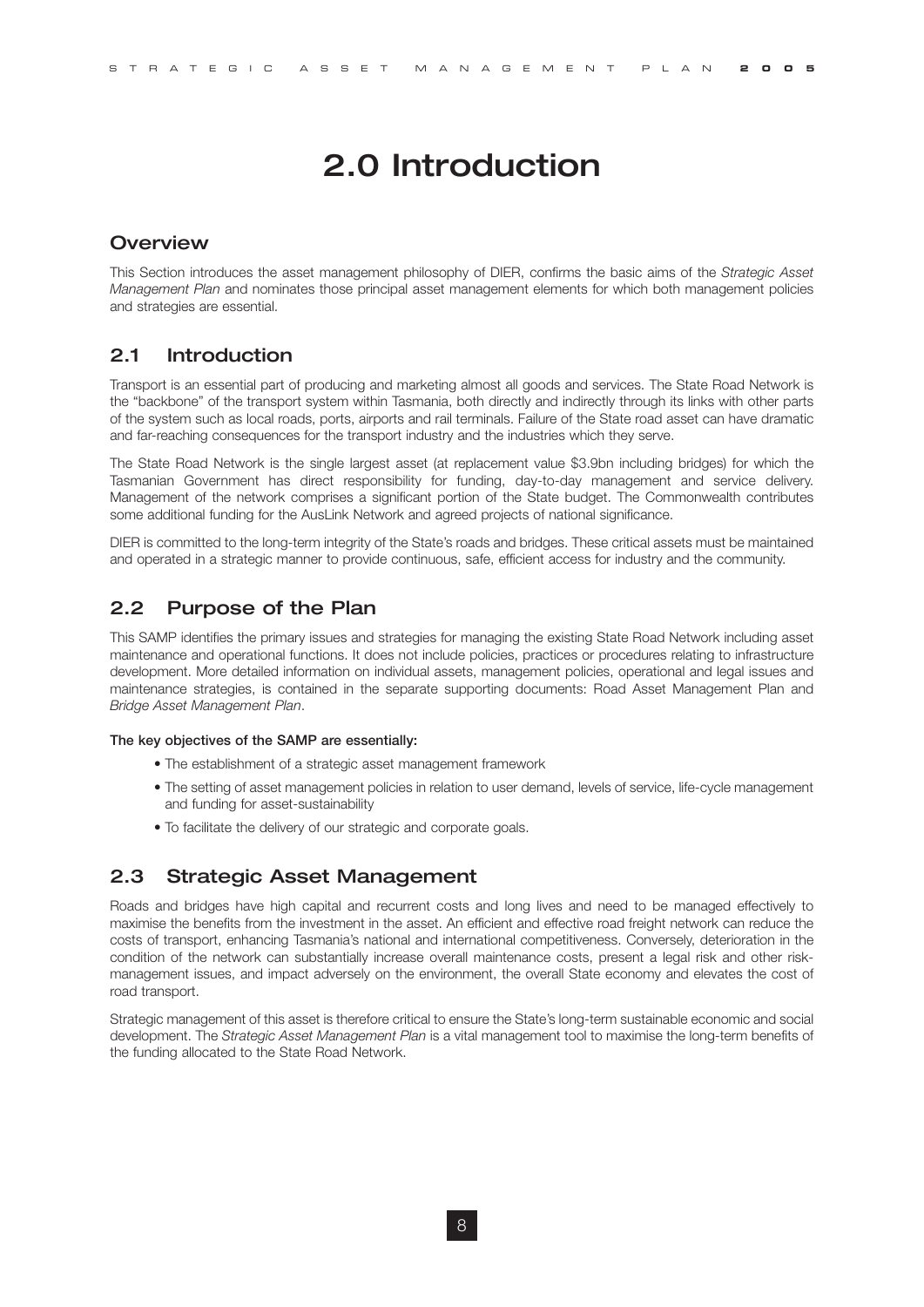# 2.0 Introduction

## Overview

This Section introduces the asset management philosophy of DIER, confirms the basic aims of the *Strategic Asset Management Plan* and nominates those principal asset management elements for which both management policies and strategies are essential.

## 2.1 Introduction

Transport is an essential part of producing and marketing almost all goods and services. The State Road Network is the "backbone" of the transport system within Tasmania, both directly and indirectly through its links with other parts of the system such as local roads, ports, airports and rail terminals. Failure of the State road asset can have dramatic and far-reaching consequences for the transport industry and the industries which they serve.

The State Road Network is the single largest asset (at replacement value $3.9bn including bridges) for which the Tasmanian Government has direct responsibility for funding, day-to-day management and service delivery. Management of the network comprises a significant portion of the State budget. The Commonwealth contributes some additional funding for the AusLink Network and agreed projects of national significance.

DIER is committed to the long-term integrity of the State's roads and bridges. These critical assets must be maintained and operated in a strategic manner to provide continuous, safe, efficient access for industry and the community.

## 2.2 Purpose of the Plan

This SAMP identifies the primary issues and strategies for managing the existing State Road Network including asset maintenance and operational functions. It does not include policies, practices or procedures relating to infrastructure development. More detailed information on individual assets, management policies, operational and legal issues and maintenance strategies, is contained in the separate supporting documents: Road Asset Management Plan and *Bridge Asset Management Plan*.

**The key objectives of the SAMP are essentially:**

- The establishment of a strategic asset management framework
- The setting of asset management policies in relation to user demand, levels of service, life-cycle management and funding for asset-sustainability
- To facilitate the delivery of our strategic and corporate goals.

## 2.3 Strategic Asset Management

Roads and bridges have high capital and recurrent costs and long lives and need to be managed effectively to maximise the benefits from the investment in the asset. An efficient and effective road freight network can reduce the costs of transport, enhancing Tasmania's national and international competitiveness. Conversely, deterioration in the condition of the network can substantially increase overall maintenance costs, present a legal risk and other risk-management issues, and impact adversely on the environment, the overall State economy and elevates the cost of road transport.

Strategic management of this asset is therefore critical to ensure the State's long-term sustainable economic and social development. The *Strategic Asset Management Plan* is a vital management tool to maximise the long-term benefits of the funding allocated to the State Road Network.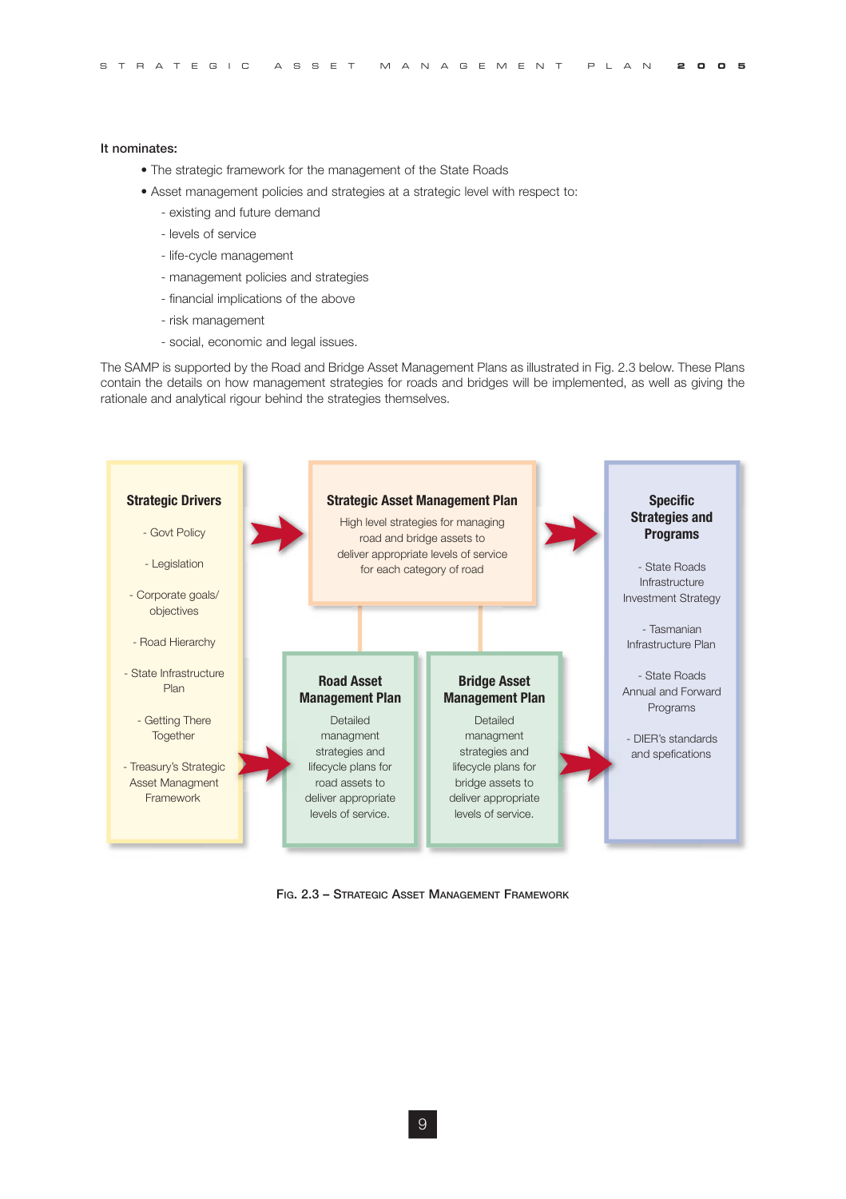It nominates:

- The strategic framework for the management of the State Roads
- Asset management policies and strategies at a strategic level with respect to:
  - existing and future demand
  - levels of service
  - life-cycle management
  - management policies and strategies
  - financial implications of the above
  - risk management
  - social, economic and legal issues.

The SAMP is supported by the Road and Bridge Asset Management Plans as illustrated in Fig. 2.3 below. These Plans contain the details on how management strategies for roads and bridges will be implemented, as well as giving the rationale and analytical rigour behind the strategies themselves.

**Strategic Drivers**

- Govt Policy
- Legislation
- Corporate goals/ objectives
- Road Hierarchy
- State Infrastructure Plan
- Getting There Together
- Treasury's Strategic Asset Managment Framework

**Strategic Asset Management Plan**

High level strategies for managing road and bridge assets to deliver appropriate levels of service for each category of road

**Road Asset Management Plan**

Detailed managment strategies and lifecycle plans for road assets to deliver appropriate levels of service.

**Bridge Asset Management Plan**

Detailed managment strategies and lifecycle plans for bridge assets to deliver appropriate levels of service.

**Specific Strategies and Programs**

- State Roads Infrastructure Investment Strategy
- Tasmanian Infrastructure Plan
- State Roads Annual and Forward Programs
- DIER's standards and spefications

Fig. 2.3 – Strategic Asset Management Framework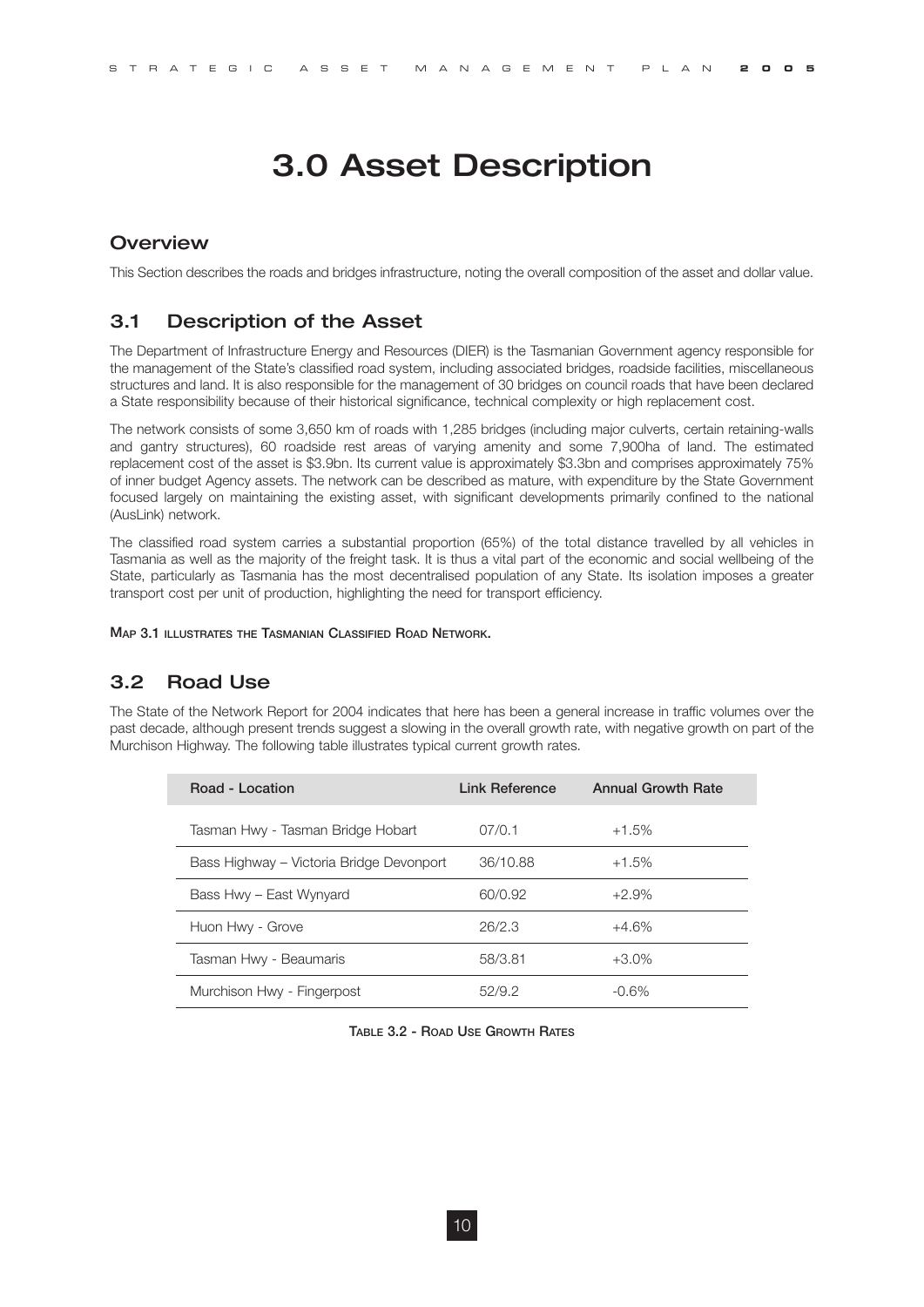# 3.0 Asset Description

## Overview

This Section describes the roads and bridges infrastructure, noting the overall composition of the asset and dollar value.

## 3.1 Description of the Asset

The Department of Infrastructure Energy and Resources (DIER) is the Tasmanian Government agency responsible for the management of the State's classified road system, including associated bridges, roadside facilities, miscellaneous structures and land. It is also responsible for the management of 30 bridges on council roads that have been declared a State responsibility because of their historical significance, technical complexity or high replacement cost.

The network consists of some 3,650 km of roads with 1,285 bridges (including major culverts, certain retaining-walls and gantry structures), 60 roadside rest areas of varying amenity and some 7,900ha of land. The estimated replacement cost of the asset is $3.9bn. Its current value is approximately $3.3bn and comprises approximately 75% of inner budget Agency assets. The network can be described as mature, with expenditure by the State Government focused largely on maintaining the existing asset, with significant developments primarily confined to the national (AusLink) network.

The classified road system carries a substantial proportion (65%) of the total distance travelled by all vehicles in Tasmania as well as the majority of the freight task. It is thus a vital part of the economic and social wellbeing of the State, particularly as Tasmania has the most decentralised population of any State. Its isolation imposes a greater transport cost per unit of production, highlighting the need for transport efficiency.

MAP 3.1 ILLUSTRATES THE TASMANIAN CLASSIFIED ROAD NETWORK.

## 3.2 Road Use

The State of the Network Report for 2004 indicates that here has been a general increase in traffic volumes over the past decade, although present trends suggest a slowing in the overall growth rate, with negative growth on part of the Murchison Highway. The following table illustrates typical current growth rates.

| Road - Location | Link Reference | Annual Growth Rate |
|---|---|---|
| Tasman Hwy - Tasman Bridge Hobart | 07/0.1 | +1.5% |
| Bass Highway – Victoria Bridge Devonport | 36/10.88 | +1.5% |
| Bass Hwy – East Wynyard | 60/0.92 | +2.9% |
| Huon Hwy - Grove | 26/2.3 | +4.6% |
| Tasman Hwy - Beaumaris | 58/3.81 | +3.0% |
| Murchison Hwy - Fingerpost | 52/9.2 | -0.6% |

TABLE 3.2 - ROAD USE GROWTH RATES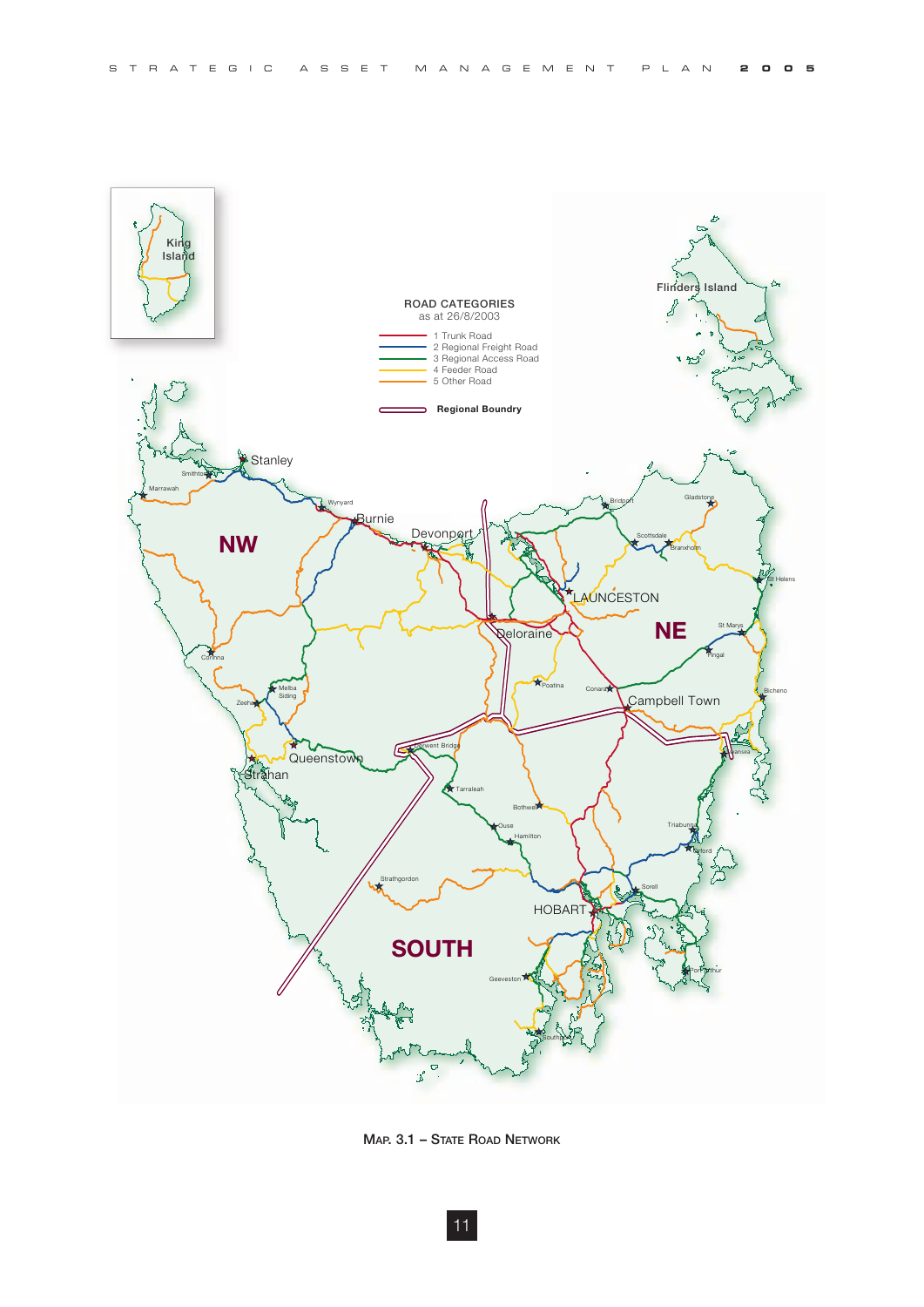**ROAD CATEGORIES**
as at 26/8/2003

- 1 Trunk Road
- 2 Regional Freight Road
- 3 Regional Access Road
- 4 Feeder Road
- 5 Other Road

**Regional Boundry**

Map. 3.1 – State Road Network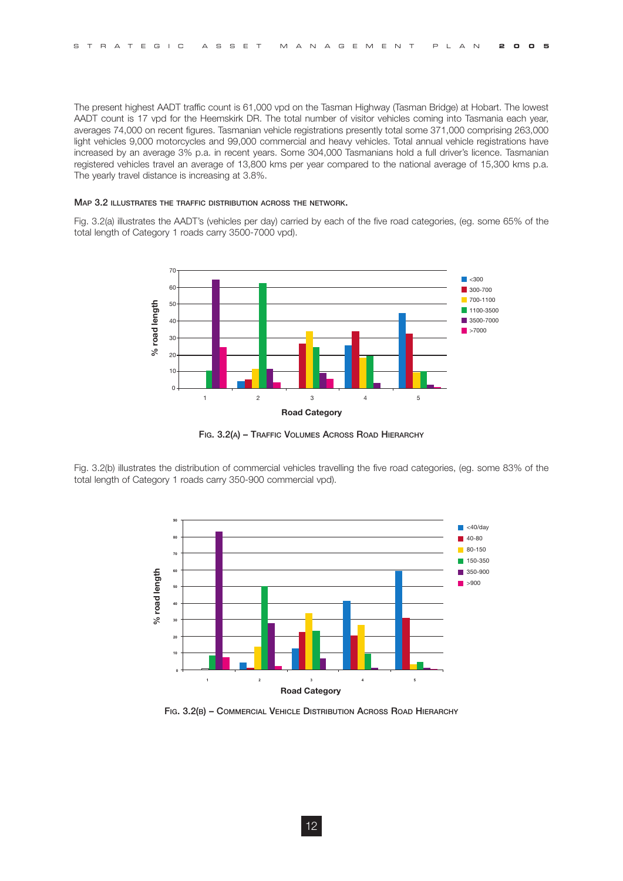The present highest AADT traffic count is 61,000 vpd on the Tasman Highway (Tasman Bridge) at Hobart. The lowest AADT count is 17 vpd for the Heemskirk DR. The total number of visitor vehicles coming into Tasmania each year, averages 74,000 on recent figures. Tasmanian vehicle registrations presently total some 371,000 comprising 263,000 light vehicles 9,000 motorcycles and 99,000 commercial and heavy vehicles. Total annual vehicle registrations have increased by an average 3% p.a. in recent years. Some 304,000 Tasmanians hold a full driver's licence. Tasmanian registered vehicles travel an average of 13,800 kms per year compared to the national average of 15,300 kms p.a. The yearly travel distance is increasing at 3.8%.

**MAP 3.2 ILLUSTRATES THE TRAFFIC DISTRIBUTION ACROSS THE NETWORK.**

Fig. 3.2(a) illustrates the AADT's (vehicles per day) carried by each of the five road categories, (eg. some 65% of the total length of Category 1 roads carry 3500-7000 vpd).

FIG. 3.2(A) – TRAFFIC VOLUMES ACROSS ROAD HIERARCHY

Fig. 3.2(b) illustrates the distribution of commercial vehicles travelling the five road categories, (eg. some 83% of the total length of Category 1 roads carry 350-900 commercial vpd).

FIG. 3.2(B) – COMMERCIAL VEHICLE DISTRIBUTION ACROSS ROAD HIERARCHY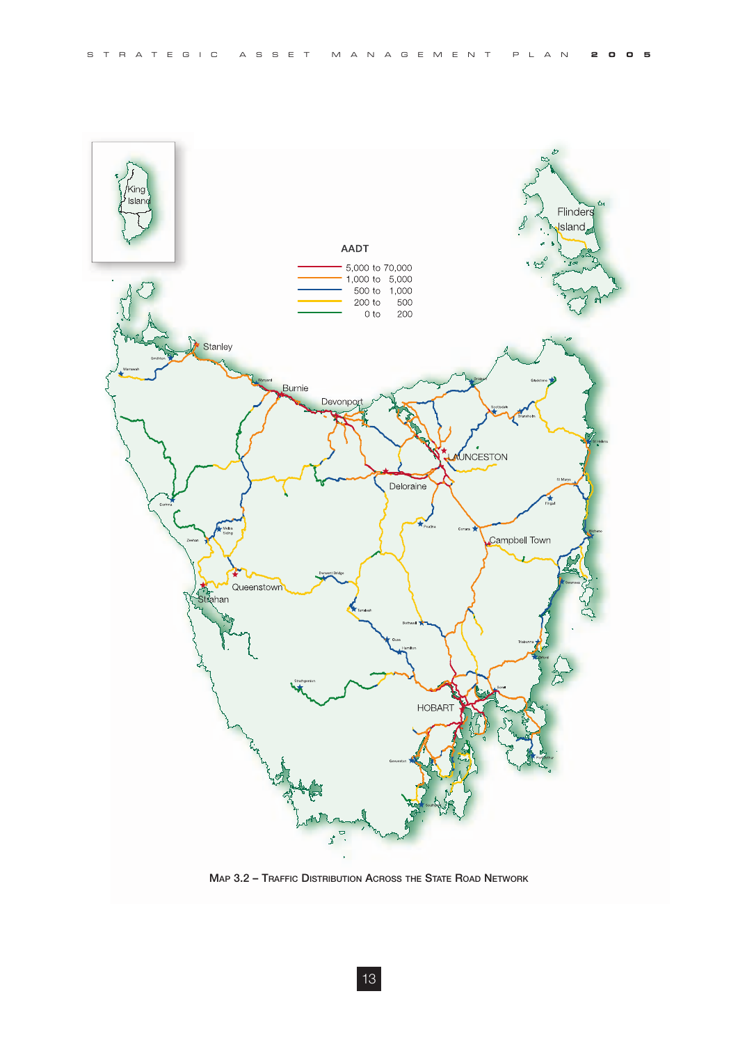**AADT**

| | |
|---|---|
| 5,000 to 70,000 | |
| 1,000 to 5,000 | |
| 500 to 1,000 | |
| 200 to 500 | |
| 0 to 200 | |

Map 3.2 – Traffic Distribution Across the State Road Network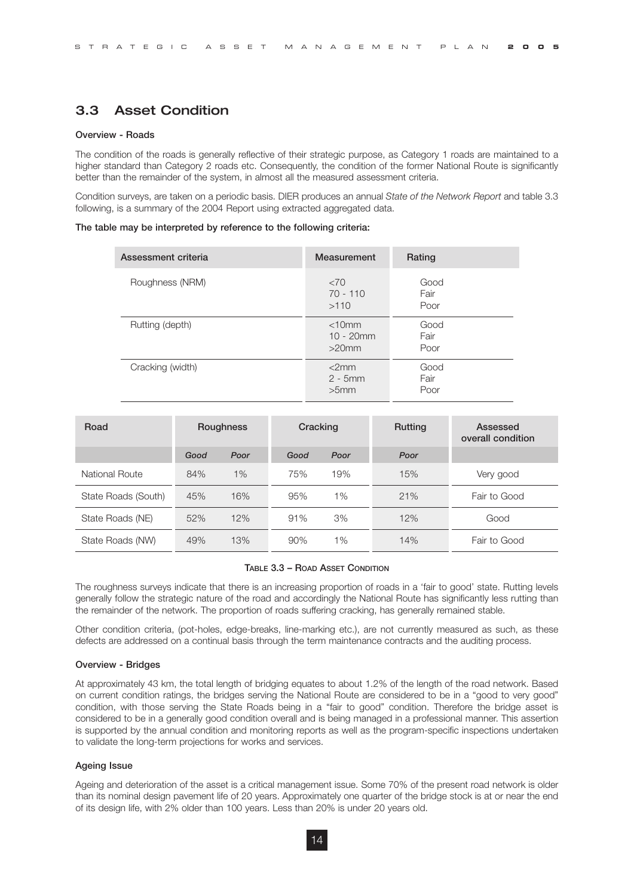## 3.3 Asset Condition

**Overview - Roads**

The condition of the roads is generally reflective of their strategic purpose, as Category 1 roads are maintained to a higher standard than Category 2 roads etc. Consequently, the condition of the former National Route is significantly better than the remainder of the system, in almost all the measured assessment criteria.

Condition surveys, are taken on a periodic basis. DIER produces an annual *State of the Network Report* and table 3.3 following, is a summary of the 2004 Report using extracted aggregated data.

**The table may be interpreted by reference to the following criteria:**

| Assessment criteria | Measurement | Rating |
|---|---|---|
| Roughness (NRM) | <70<br>70 - 110<br>>110 | Good<br>Fair<br>Poor |
| Rutting (depth) | <10mm<br>10 - 20mm<br>>20mm | Good<br>Fair<br>Poor |
| Cracking (width) | <2mm<br>2 - 5mm<br>>5mm | Good<br>Fair<br>Poor |

| Road | Roughness | | Cracking | | Rutting | Assessed overall condition |
|---|---|---|---|---|---|---|
| | *Good* | *Poor* | *Good* | *Poor* | *Poor* | |
| National Route | 84% | 1% | 75% | 19% | 15% | Very good |
| State Roads (South) | 45% | 16% | 95% | 1% | 21% | Fair to Good |
| State Roads (NE) | 52% | 12% | 91% | 3% | 12% | Good |
| State Roads (NW) | 49% | 13% | 90% | 1% | 14% | Fair to Good |

TABLE 3.3 – ROAD ASSET CONDITION

The roughness surveys indicate that there is an increasing proportion of roads in a 'fair to good' state. Rutting levels generally follow the strategic nature of the road and accordingly the National Route has significantly less rutting than the remainder of the network. The proportion of roads suffering cracking, has generally remained stable.

Other condition criteria, (pot-holes, edge-breaks, line-marking etc.), are not currently measured as such, as these defects are addressed on a continual basis through the term maintenance contracts and the auditing process.

**Overview - Bridges**

At approximately 43 km, the total length of bridging equates to about 1.2% of the length of the road network. Based on current condition ratings, the bridges serving the National Route are considered to be in a "good to very good" condition, with those serving the State Roads being in a "fair to good" condition. Therefore the bridge asset is considered to be in a generally good condition overall and is being managed in a professional manner. This assertion is supported by the annual condition and monitoring reports as well as the program-specific inspections undertaken to validate the long-term projections for works and services.

**Ageing Issue**

Ageing and deterioration of the asset is a critical management issue. Some 70% of the present road network is older than its nominal design pavement life of 20 years. Approximately one quarter of the bridge stock is at or near the end of its design life, with 2% older than 100 years. Less than 20% is under 20 years old.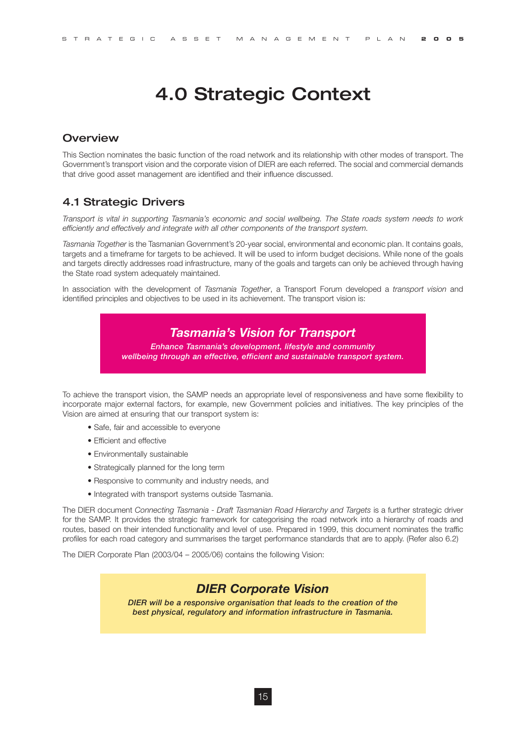# 4.0 Strategic Context

## Overview

This Section nominates the basic function of the road network and its relationship with other modes of transport. The Government's transport vision and the corporate vision of DIER are each referred. The social and commercial demands that drive good asset management are identified and their influence discussed.

## 4.1 Strategic Drivers

*Transport is vital in supporting Tasmania's economic and social wellbeing. The State roads system needs to work efficiently and effectively and integrate with all other components of the transport system.*

*Tasmania Together* is the Tasmanian Government's 20-year social, environmental and economic plan. It contains goals, targets and a timeframe for targets to be achieved. It will be used to inform budget decisions. While none of the goals and targets directly addresses road infrastructure, many of the goals and targets can only be achieved through having the State road system adequately maintained.

In association with the development of *Tasmania Together*, a Transport Forum developed a *transport vision* and identified principles and objectives to be used in its achievement. The transport vision is:

> ***Tasmania's Vision for Transport***
>
> ***Enhance Tasmania's development, lifestyle and community wellbeing through an effective, efficient and sustainable transport system.***

To achieve the transport vision, the SAMP needs an appropriate level of responsiveness and have some flexibility to incorporate major external factors, for example, new Government policies and initiatives. The key principles of the Vision are aimed at ensuring that our transport system is:

- Safe, fair and accessible to everyone
- Efficient and effective
- Environmentally sustainable
- Strategically planned for the long term
- Responsive to community and industry needs, and
- Integrated with transport systems outside Tasmania.

The DIER document *Connecting Tasmania - Draft Tasmanian Road Hierarchy and Targets* is a further strategic driver for the SAMP. It provides the strategic framework for categorising the road network into a hierarchy of roads and routes, based on their intended functionality and level of use. Prepared in 1999, this document nominates the traffic profiles for each road category and summarises the target performance standards that are to apply. (Refer also 6.2)

The DIER Corporate Plan (2003/04 – 2005/06) contains the following Vision:

> ***DIER Corporate Vision***
>
> ***DIER will be a responsive organisation that leads to the creation of the best physical, regulatory and information infrastructure in Tasmania.***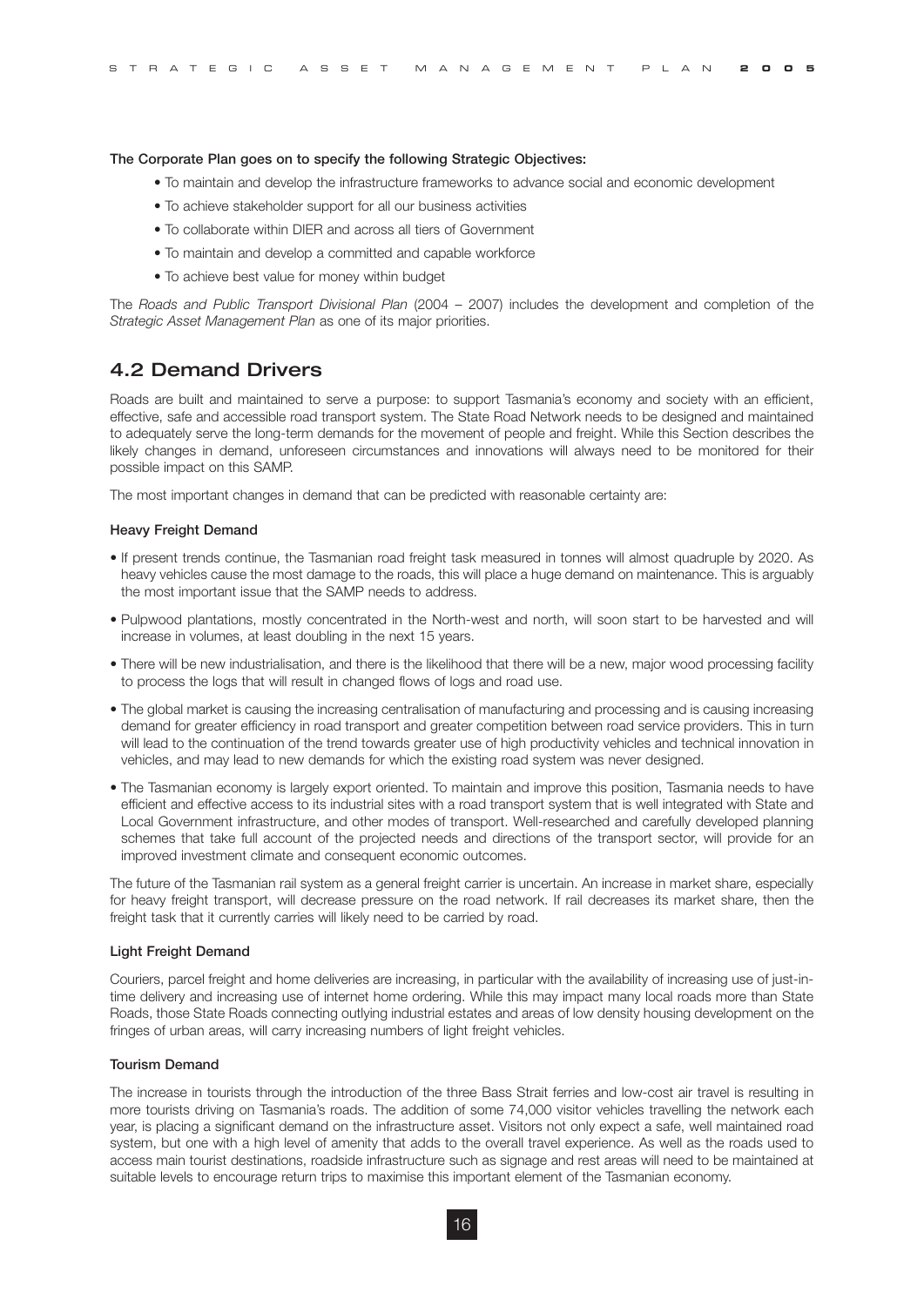**The Corporate Plan goes on to specify the following Strategic Objectives:**

- To maintain and develop the infrastructure frameworks to advance social and economic development
- To achieve stakeholder support for all our business activities
- To collaborate within DIER and across all tiers of Government
- To maintain and develop a committed and capable workforce
- To achieve best value for money within budget

The *Roads and Public Transport Divisional Plan* (2004 – 2007) includes the development and completion of the *Strategic Asset Management Plan* as one of its major priorities.

## 4.2 Demand Drivers

Roads are built and maintained to serve a purpose: to support Tasmania's economy and society with an efficient, effective, safe and accessible road transport system. The State Road Network needs to be designed and maintained to adequately serve the long-term demands for the movement of people and freight. While this Section describes the likely changes in demand, unforeseen circumstances and innovations will always need to be monitored for their possible impact on this SAMP.

The most important changes in demand that can be predicted with reasonable certainty are:

### Heavy Freight Demand

- If present trends continue, the Tasmanian road freight task measured in tonnes will almost quadruple by 2020. As heavy vehicles cause the most damage to the roads, this will place a huge demand on maintenance. This is arguably the most important issue that the SAMP needs to address.
- Pulpwood plantations, mostly concentrated in the North-west and north, will soon start to be harvested and will increase in volumes, at least doubling in the next 15 years.
- There will be new industrialisation, and there is the likelihood that there will be a new, major wood processing facility to process the logs that will result in changed flows of logs and road use.
- The global market is causing the increasing centralisation of manufacturing and processing and is causing increasing demand for greater efficiency in road transport and greater competition between road service providers. This in turn will lead to the continuation of the trend towards greater use of high productivity vehicles and technical innovation in vehicles, and may lead to new demands for which the existing road system was never designed.
- The Tasmanian economy is largely export oriented. To maintain and improve this position, Tasmania needs to have efficient and effective access to its industrial sites with a road transport system that is well integrated with State and Local Government infrastructure, and other modes of transport. Well-researched and carefully developed planning schemes that take full account of the projected needs and directions of the transport sector, will provide for an improved investment climate and consequent economic outcomes.

The future of the Tasmanian rail system as a general freight carrier is uncertain. An increase in market share, especially for heavy freight transport, will decrease pressure on the road network. If rail decreases its market share, then the freight task that it currently carries will likely need to be carried by road.

### Light Freight Demand

Couriers, parcel freight and home deliveries are increasing, in particular with the availability of increasing use of just-in-time delivery and increasing use of internet home ordering. While this may impact many local roads more than State Roads, those State Roads connecting outlying industrial estates and areas of low density housing development on the fringes of urban areas, will carry increasing numbers of light freight vehicles.

### Tourism Demand

The increase in tourists through the introduction of the three Bass Strait ferries and low-cost air travel is resulting in more tourists driving on Tasmania's roads. The addition of some 74,000 visitor vehicles travelling the network each year, is placing a significant demand on the infrastructure asset. Visitors not only expect a safe, well maintained road system, but one with a high level of amenity that adds to the overall travel experience. As well as the roads used to access main tourist destinations, roadside infrastructure such as signage and rest areas will need to be maintained at suitable levels to encourage return trips to maximise this important element of the Tasmanian economy.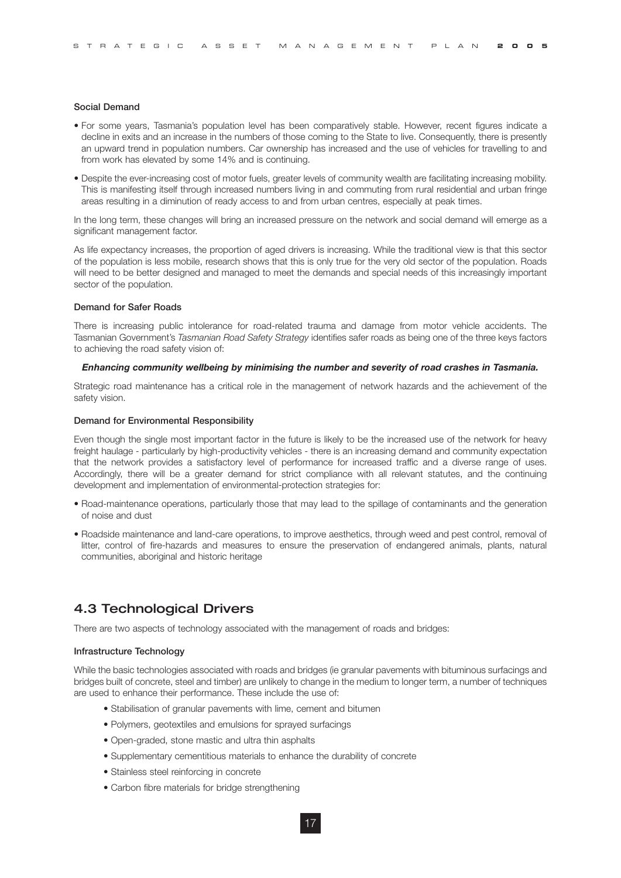#### Social Demand

- For some years, Tasmania's population level has been comparatively stable. However, recent figures indicate a decline in exits and an increase in the numbers of those coming to the State to live. Consequently, there is presently an upward trend in population numbers. Car ownership has increased and the use of vehicles for travelling to and from work has elevated by some 14% and is continuing.
- Despite the ever-increasing cost of motor fuels, greater levels of community wealth are facilitating increasing mobility. This is manifesting itself through increased numbers living in and commuting from rural residential and urban fringe areas resulting in a diminution of ready access to and from urban centres, especially at peak times.

In the long term, these changes will bring an increased pressure on the network and social demand will emerge as a significant management factor.

As life expectancy increases, the proportion of aged drivers is increasing. While the traditional view is that this sector of the population is less mobile, research shows that this is only true for the very old sector of the population. Roads will need to be better designed and managed to meet the demands and special needs of this increasingly important sector of the population.

#### Demand for Safer Roads

There is increasing public intolerance for road-related trauma and damage from motor vehicle accidents. The Tasmanian Government's *Tasmanian Road Safety Strategy* identifies safer roads as being one of the three keys factors to achieving the road safety vision of:

***Enhancing community wellbeing by minimising the number and severity of road crashes in Tasmania.***

Strategic road maintenance has a critical role in the management of network hazards and the achievement of the safety vision.

#### Demand for Environmental Responsibility

Even though the single most important factor in the future is likely to be the increased use of the network for heavy freight haulage - particularly by high-productivity vehicles - there is an increasing demand and community expectation that the network provides a satisfactory level of performance for increased traffic and a diverse range of uses. Accordingly, there will be a greater demand for strict compliance with all relevant statutes, and the continuing development and implementation of environmental-protection strategies for:

- Road-maintenance operations, particularly those that may lead to the spillage of contaminants and the generation of noise and dust
- Roadside maintenance and land-care operations, to improve aesthetics, through weed and pest control, removal of litter, control of fire-hazards and measures to ensure the preservation of endangered animals, plants, natural communities, aboriginal and historic heritage

## 4.3 Technological Drivers

There are two aspects of technology associated with the management of roads and bridges:

#### Infrastructure Technology

While the basic technologies associated with roads and bridges (ie granular pavements with bituminous surfacings and bridges built of concrete, steel and timber) are unlikely to change in the medium to longer term, a number of techniques are used to enhance their performance. These include the use of:

- Stabilisation of granular pavements with lime, cement and bitumen
- Polymers, geotextiles and emulsions for sprayed surfacings
- Open-graded, stone mastic and ultra thin asphalts
- Supplementary cementitious materials to enhance the durability of concrete
- Stainless steel reinforcing in concrete
- Carbon fibre materials for bridge strengthening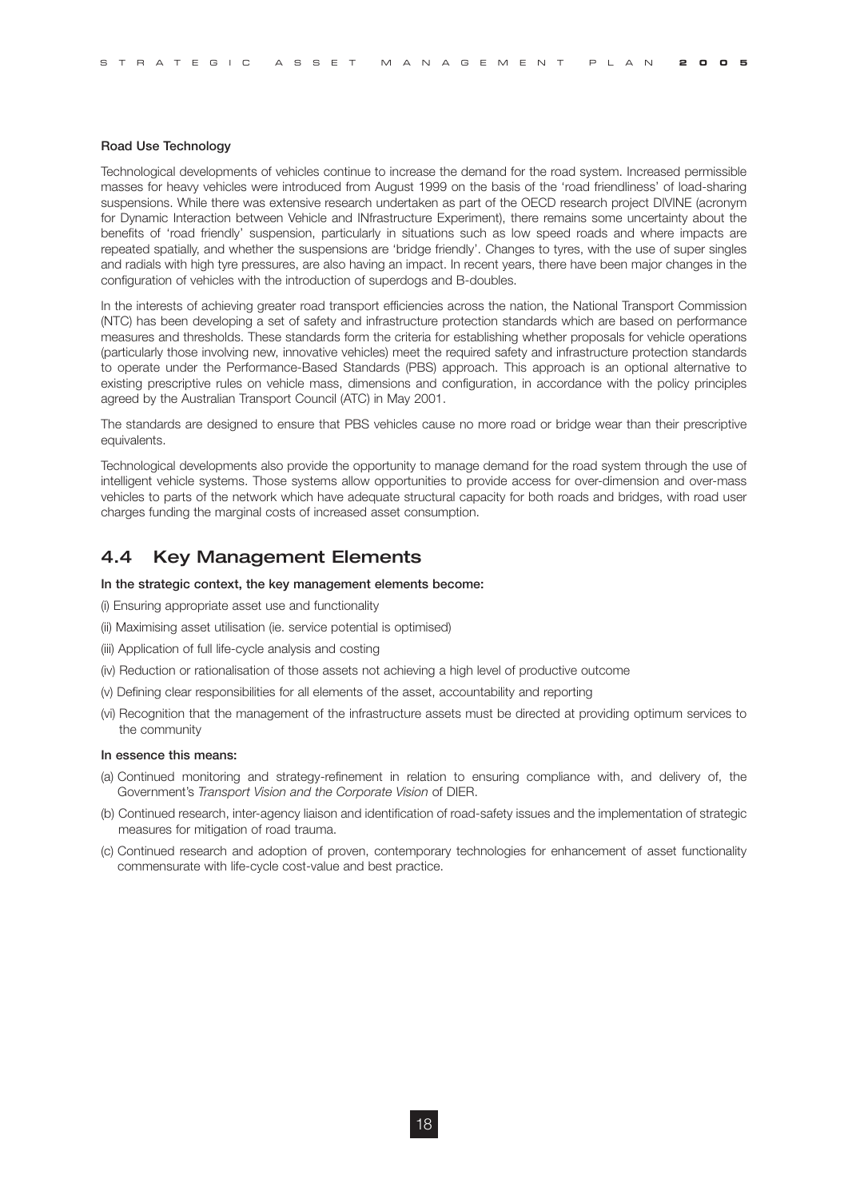**Road Use Technology**

Technological developments of vehicles continue to increase the demand for the road system. Increased permissible masses for heavy vehicles were introduced from August 1999 on the basis of the 'road friendliness' of load-sharing suspensions. While there was extensive research undertaken as part of the OECD research project DIVINE (acronym for Dynamic Interaction between Vehicle and INfrastructure Experiment), there remains some uncertainty about the benefits of 'road friendly' suspension, particularly in situations such as low speed roads and where impacts are repeated spatially, and whether the suspensions are 'bridge friendly'. Changes to tyres, with the use of super singles and radials with high tyre pressures, are also having an impact. In recent years, there have been major changes in the configuration of vehicles with the introduction of superdogs and B-doubles.

In the interests of achieving greater road transport efficiencies across the nation, the National Transport Commission (NTC) has been developing a set of safety and infrastructure protection standards which are based on performance measures and thresholds. These standards form the criteria for establishing whether proposals for vehicle operations (particularly those involving new, innovative vehicles) meet the required safety and infrastructure protection standards to operate under the Performance-Based Standards (PBS) approach. This approach is an optional alternative to existing prescriptive rules on vehicle mass, dimensions and configuration, in accordance with the policy principles agreed by the Australian Transport Council (ATC) in May 2001.

The standards are designed to ensure that PBS vehicles cause no more road or bridge wear than their prescriptive equivalents.

Technological developments also provide the opportunity to manage demand for the road system through the use of intelligent vehicle systems. Those systems allow opportunities to provide access for over-dimension and over-mass vehicles to parts of the network which have adequate structural capacity for both roads and bridges, with road user charges funding the marginal costs of increased asset consumption.

## 4.4 Key Management Elements

**In the strategic context, the key management elements become:**

(i) Ensuring appropriate asset use and functionality

(ii) Maximising asset utilisation (ie. service potential is optimised)

(iii) Application of full life-cycle analysis and costing

(iv) Reduction or rationalisation of those assets not achieving a high level of productive outcome

(v) Defining clear responsibilities for all elements of the asset, accountability and reporting

(vi) Recognition that the management of the infrastructure assets must be directed at providing optimum services to the community

**In essence this means:**

(a) Continued monitoring and strategy-refinement in relation to ensuring compliance with, and delivery of, the Government's *Transport Vision and the Corporate Vision* of DIER.

(b) Continued research, inter-agency liaison and identification of road-safety issues and the implementation of strategic measures for mitigation of road trauma.

(c) Continued research and adoption of proven, contemporary technologies for enhancement of asset functionality commensurate with life-cycle cost-value and best practice.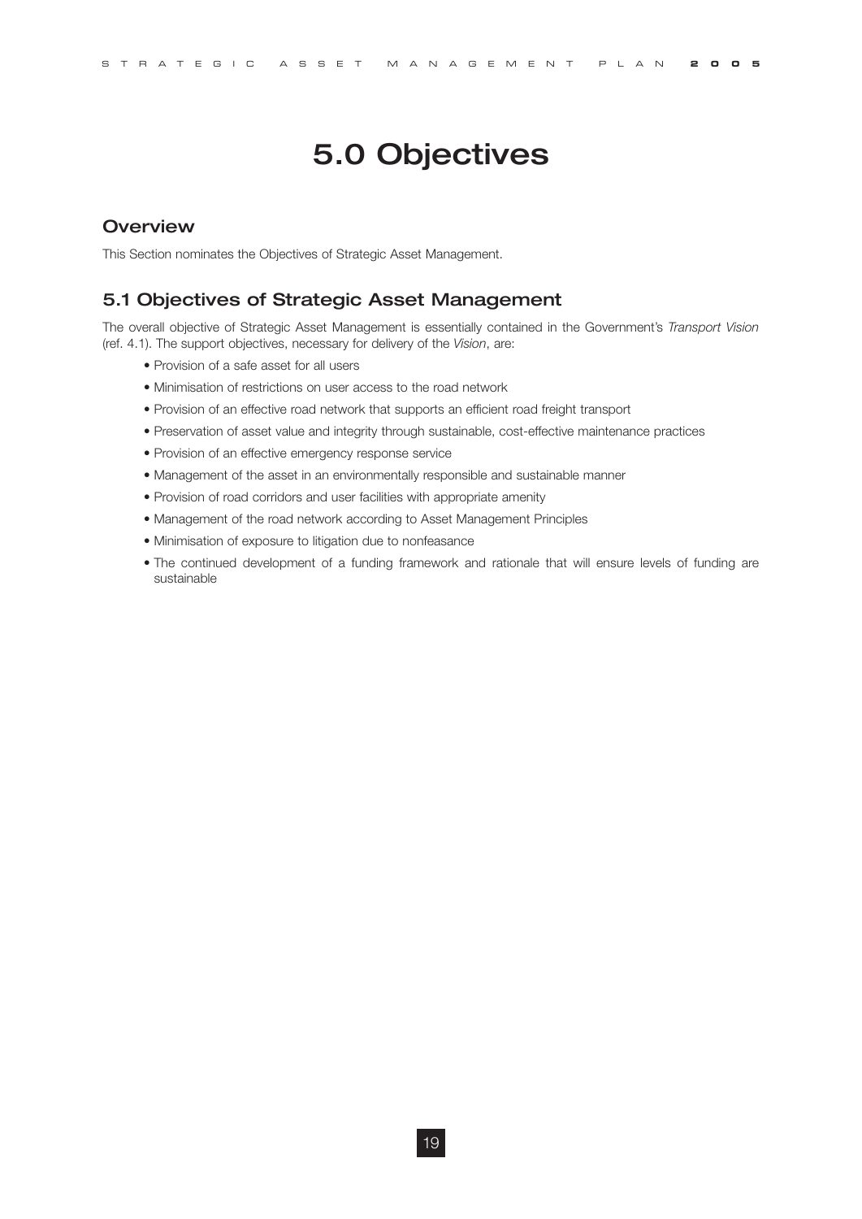# 5.0 Objectives

## Overview

This Section nominates the Objectives of Strategic Asset Management.

## 5.1 Objectives of Strategic Asset Management

The overall objective of Strategic Asset Management is essentially contained in the Government's *Transport Vision* (ref. 4.1). The support objectives, necessary for delivery of the *Vision*, are:

- Provision of a safe asset for all users
- Minimisation of restrictions on user access to the road network
- Provision of an effective road network that supports an efficient road freight transport
- Preservation of asset value and integrity through sustainable, cost-effective maintenance practices
- Provision of an effective emergency response service
- Management of the asset in an environmentally responsible and sustainable manner
- Provision of road corridors and user facilities with appropriate amenity
- Management of the road network according to Asset Management Principles
- Minimisation of exposure to litigation due to nonfeasance
- The continued development of a funding framework and rationale that will ensure levels of funding are sustainable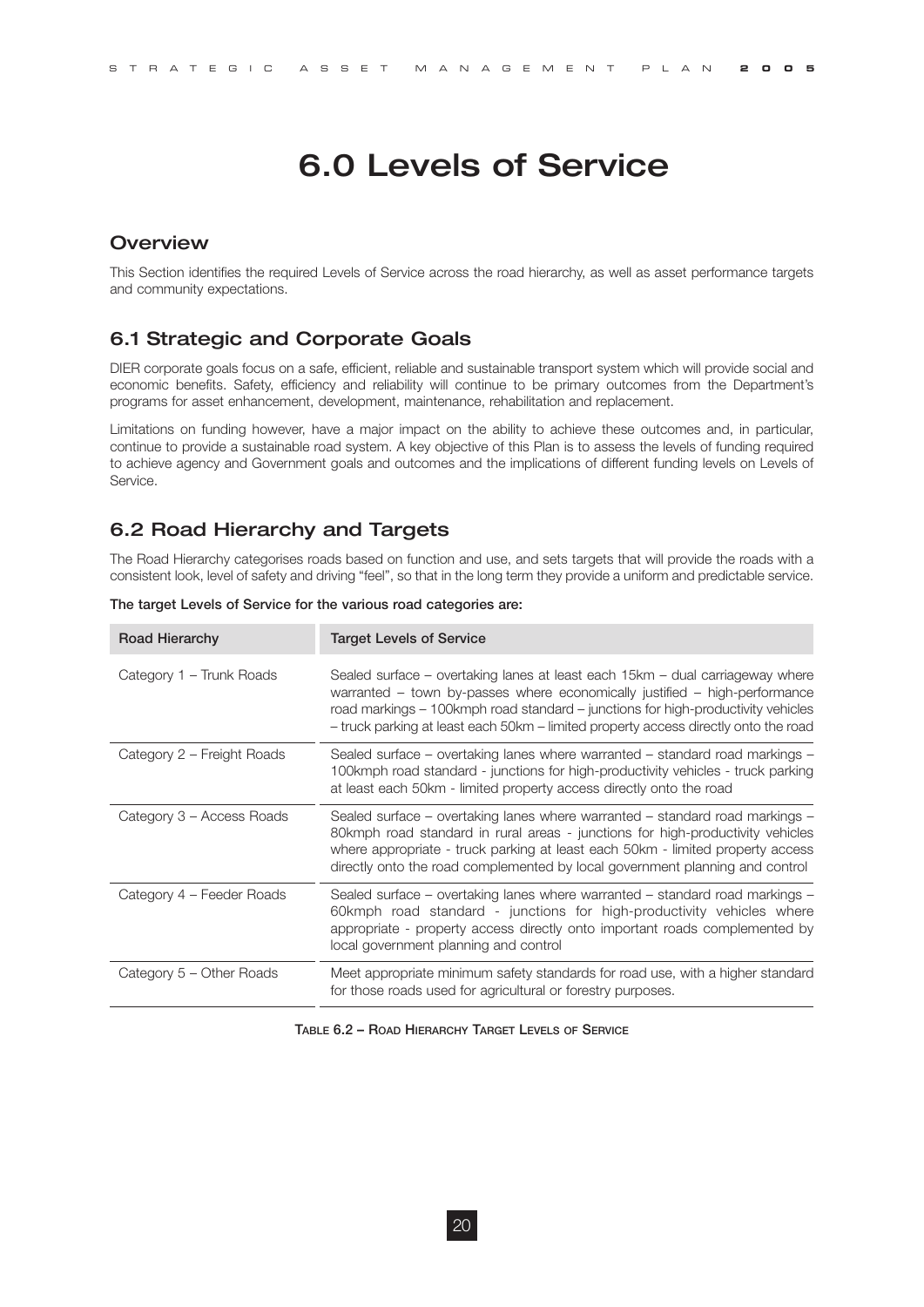# 6.0 Levels of Service

## Overview

This Section identifies the required Levels of Service across the road hierarchy, as well as asset performance targets and community expectations.

## 6.1 Strategic and Corporate Goals

DIER corporate goals focus on a safe, efficient, reliable and sustainable transport system which will provide social and economic benefits. Safety, efficiency and reliability will continue to be primary outcomes from the Department's programs for asset enhancement, development, maintenance, rehabilitation and replacement.

Limitations on funding however, have a major impact on the ability to achieve these outcomes and, in particular, continue to provide a sustainable road system. A key objective of this Plan is to assess the levels of funding required to achieve agency and Government goals and outcomes and the implications of different funding levels on Levels of Service.

## 6.2 Road Hierarchy and Targets

The Road Hierarchy categorises roads based on function and use, and sets targets that will provide the roads with a consistent look, level of safety and driving "feel", so that in the long term they provide a uniform and predictable service.

**The target Levels of Service for the various road categories are:**

| Road Hierarchy | Target Levels of Service |
|---|---|
| Category 1 – Trunk Roads | Sealed surface – overtaking lanes at least each 15km – dual carriageway where warranted – town by-passes where economically justified – high-performance road markings – 100kmph road standard – junctions for high-productivity vehicles – truck parking at least each 50km – limited property access directly onto the road |
| Category 2 – Freight Roads | Sealed surface – overtaking lanes where warranted – standard road markings – 100kmph road standard - junctions for high-productivity vehicles - truck parking at least each 50km - limited property access directly onto the road |
| Category 3 – Access Roads | Sealed surface – overtaking lanes where warranted – standard road markings – 80kmph road standard in rural areas - junctions for high-productivity vehicles where appropriate - truck parking at least each 50km - limited property access directly onto the road complemented by local government planning and control |
| Category 4 – Feeder Roads | Sealed surface – overtaking lanes where warranted – standard road markings – 60kmph road standard - junctions for high-productivity vehicles where appropriate - property access directly onto important roads complemented by local government planning and control |
| Category 5 – Other Roads | Meet appropriate minimum safety standards for road use, with a higher standard for those roads used for agricultural or forestry purposes. |

Table 6.2 – Road Hierarchy Target Levels of Service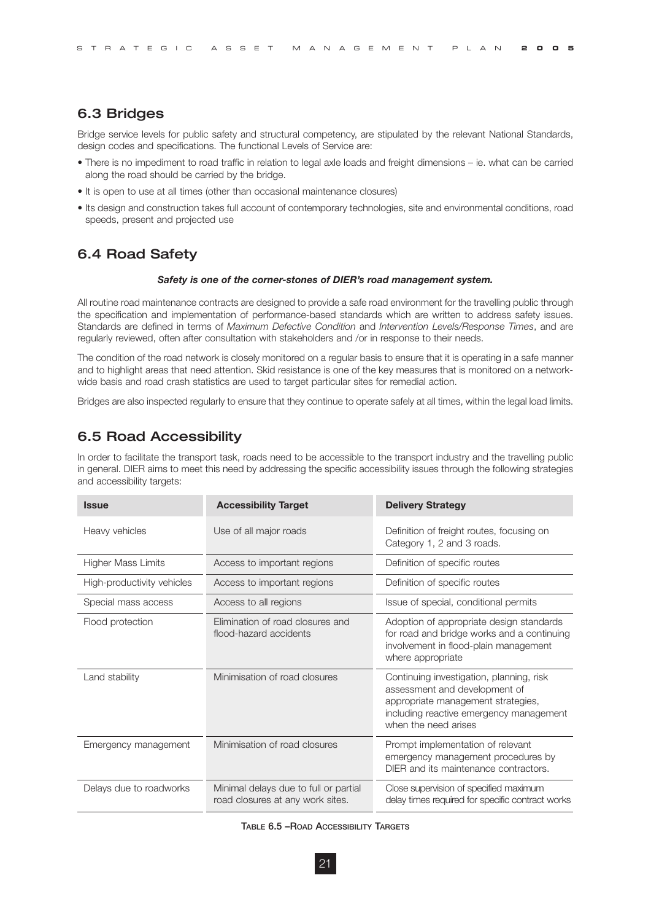## 6.3 Bridges

Bridge service levels for public safety and structural competency, are stipulated by the relevant National Standards, design codes and specifications. The functional Levels of Service are:

- There is no impediment to road traffic in relation to legal axle loads and freight dimensions – ie. what can be carried along the road should be carried by the bridge.
- It is open to use at all times (other than occasional maintenance closures)
- Its design and construction takes full account of contemporary technologies, site and environmental conditions, road speeds, present and projected use

## 6.4 Road Safety

***Safety is one of the corner-stones of DIER's road management system.***

All routine road maintenance contracts are designed to provide a safe road environment for the travelling public through the specification and implementation of performance-based standards which are written to address safety issues. Standards are defined in terms of *Maximum Defective Condition* and *Intervention Levels/Response Times*, and are regularly reviewed, often after consultation with stakeholders and /or in response to their needs.

The condition of the road network is closely monitored on a regular basis to ensure that it is operating in a safe manner and to highlight areas that need attention. Skid resistance is one of the key measures that is monitored on a network-wide basis and road crash statistics are used to target particular sites for remedial action.

Bridges are also inspected regularly to ensure that they continue to operate safely at all times, within the legal load limits.

## 6.5 Road Accessibility

In order to facilitate the transport task, roads need to be accessible to the transport industry and the travelling public in general. DIER aims to meet this need by addressing the specific accessibility issues through the following strategies and accessibility targets:

| Issue | Accessibility Target | Delivery Strategy |
|---|---|---|
| Heavy vehicles | Use of all major roads | Definition of freight routes, focusing on Category 1, 2 and 3 roads. |
| Higher Mass Limits | Access to important regions | Definition of specific routes |
| High-productivity vehicles | Access to important regions | Definition of specific routes |
| Special mass access | Access to all regions | Issue of special, conditional permits |
| Flood protection | Elimination of road closures and flood-hazard accidents | Adoption of appropriate design standards for road and bridge works and a continuing involvement in flood-plain management where appropriate |
| Land stability | Minimisation of road closures | Continuing investigation, planning, risk assessment and development of appropriate management strategies, including reactive emergency management when the need arises |
| Emergency management | Minimisation of road closures | Prompt implementation of relevant emergency management procedures by DIER and its maintenance contractors. |
| Delays due to roadworks | Minimal delays due to full or partial road closures at any work sites. | Close supervision of specified maximum delay times required for specific contract works |

TABLE 6.5 – ROAD ACCESSIBILITY TARGETS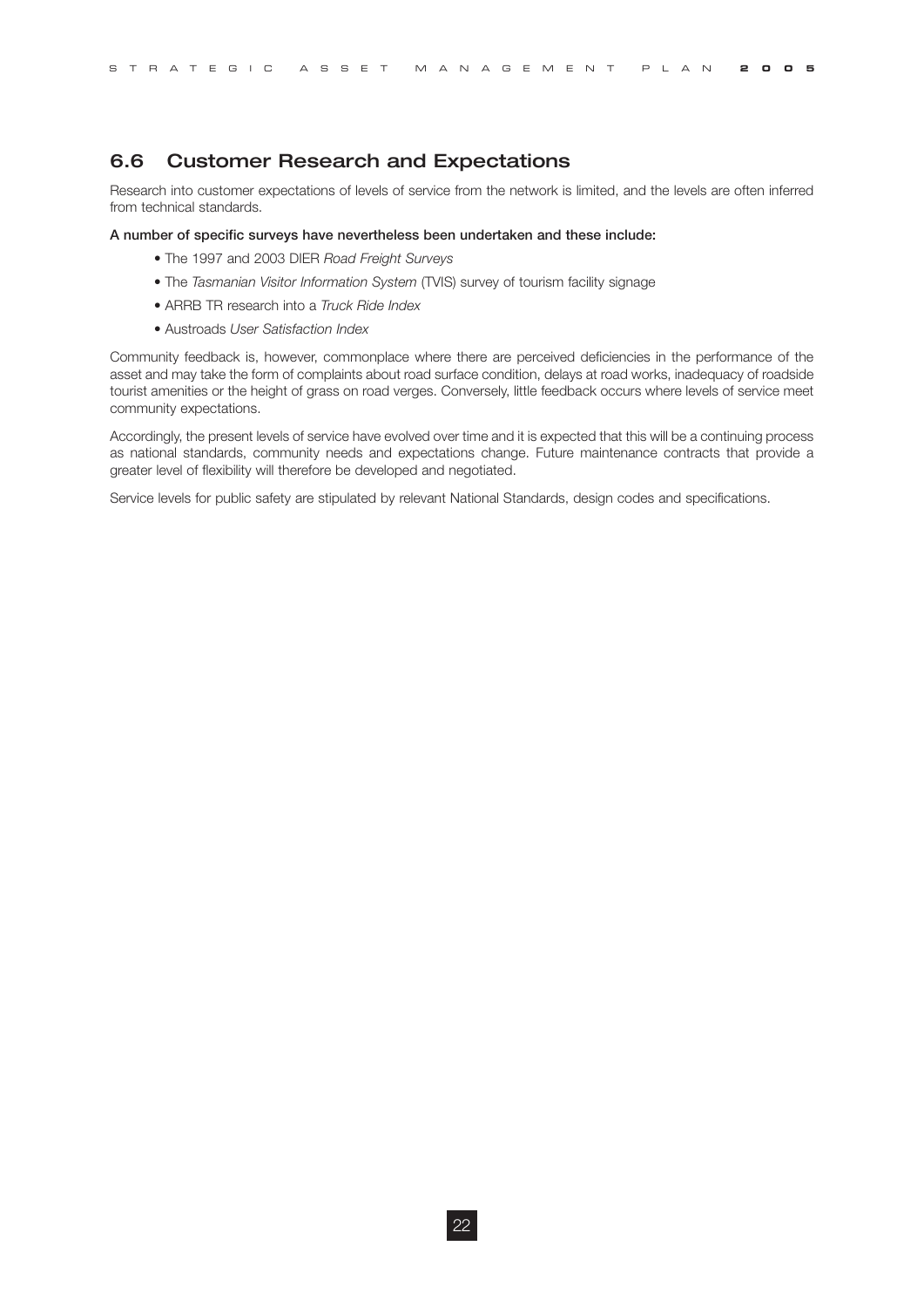## 6.6 Customer Research and Expectations

Research into customer expectations of levels of service from the network is limited, and the levels are often inferred from technical standards.

**A number of specific surveys have nevertheless been undertaken and these include:**

- The 1997 and 2003 DIER *Road Freight Surveys*
- The *Tasmanian Visitor Information System* (TVIS) survey of tourism facility signage
- ARRB TR research into a *Truck Ride Index*
- Austroads *User Satisfaction Index*

Community feedback is, however, commonplace where there are perceived deficiencies in the performance of the asset and may take the form of complaints about road surface condition, delays at road works, inadequacy of roadside tourist amenities or the height of grass on road verges. Conversely, little feedback occurs where levels of service meet community expectations.

Accordingly, the present levels of service have evolved over time and it is expected that this will be a continuing process as national standards, community needs and expectations change. Future maintenance contracts that provide a greater level of flexibility will therefore be developed and negotiated.

Service levels for public safety are stipulated by relevant National Standards, design codes and specifications.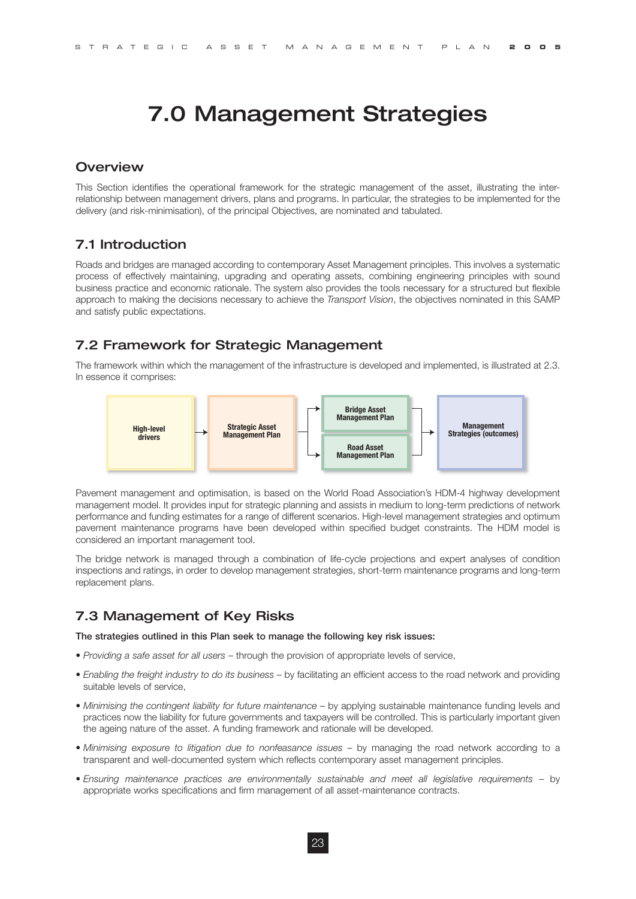# 7.0 Management Strategies

## Overview

This Section identifies the operational framework for the strategic management of the asset, illustrating the inter-relationship between management drivers, plans and programs. In particular, the strategies to be implemented for the delivery (and risk-minimisation), of the principal Objectives, are nominated and tabulated.

## 7.1 Introduction

Roads and bridges are managed according to contemporary Asset Management principles. This involves a systematic process of effectively maintaining, upgrading and operating assets, combining engineering principles with sound business practice and economic rationale. The system also provides the tools necessary for a structured but flexible approach to making the decisions necessary to achieve the *Transport Vision*, the objectives nominated in this SAMP and satisfy public expectations.

## 7.2 Framework for Strategic Management

The framework within which the management of the infrastructure is developed and implemented, is illustrated at 2.3. In essence it comprises:

High-level drivers → Strategic Asset Management Plan → Bridge Asset Management Plan / Road Asset Management Plan → Management Strategies (outcomes)

Pavement management and optimisation, is based on the World Road Association's HDM-4 highway development management model. It provides input for strategic planning and assists in medium to long-term predictions of network performance and funding estimates for a range of different scenarios. High-level management strategies and optimum pavement maintenance programs have been developed within specified budget constraints. The HDM model is considered an important management tool.

The bridge network is managed through a combination of life-cycle projections and expert analyses of condition inspections and ratings, in order to develop management strategies, short-term maintenance programs and long-term replacement plans.

## 7.3 Management of Key Risks

**The strategies outlined in this Plan seek to manage the following key risk issues:**

- *Providing a safe asset for all users* – through the provision of appropriate levels of service,
- *Enabling the freight industry to do its business* – by facilitating an efficient access to the road network and providing suitable levels of service,
- *Minimising the contingent liability for future maintenance* – by applying sustainable maintenance funding levels and practices now the liability for future governments and taxpayers will be controlled. This is particularly important given the ageing nature of the asset. A funding framework and rationale will be developed.
- *Minimising exposure to litigation due to nonfeasance issues* – by managing the road network according to a transparent and well-documented system which reflects contemporary asset management principles.
- *Ensuring maintenance practices are environmentally sustainable and meet all legislative requirements* – by appropriate works specifications and firm management of all asset-maintenance contracts.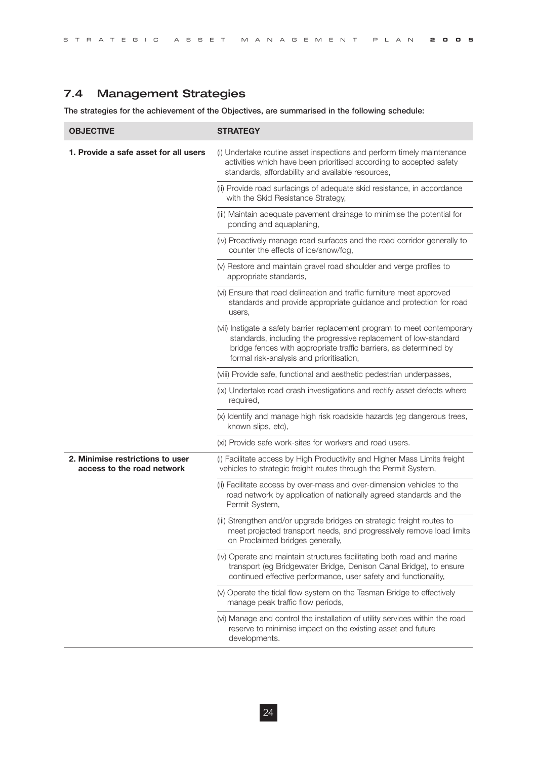## 7.4 Management Strategies

**The strategies for the achievement of the Objectives, are summarised in the following schedule:**

| OBJECTIVE | STRATEGY |
|---|---|
| **1. Provide a safe asset for all users** | (i) Undertake routine asset inspections and perform timely maintenance activities which have been prioritised according to accepted safety standards, affordability and available resources, |
| | (ii) Provide road surfacings of adequate skid resistance, in accordance with the Skid Resistance Strategy, |
| | (iii) Maintain adequate pavement drainage to minimise the potential for ponding and aquaplaning, |
| | (iv) Proactively manage road surfaces and the road corridor generally to counter the effects of ice/snow/fog, |
| | (v) Restore and maintain gravel road shoulder and verge profiles to appropriate standards, |
| | (vi) Ensure that road delineation and traffic furniture meet approved standards and provide appropriate guidance and protection for road users, |
| | (vii) Instigate a safety barrier replacement program to meet contemporary standards, including the progressive replacement of low-standard bridge fences with appropriate traffic barriers, as determined by formal risk-analysis and prioritisation, |
| | (viii) Provide safe, functional and aesthetic pedestrian underpasses, |
| | (ix) Undertake road crash investigations and rectify asset defects where required, |
| | (x) Identify and manage high risk roadside hazards (eg dangerous trees, known slips, etc), |
| | (xi) Provide safe work-sites for workers and road users. |
| **2. Minimise restrictions to user access to the road network** | (i) Facilitate access by High Productivity and Higher Mass Limits freight vehicles to strategic freight routes through the Permit System, |
| | (ii) Facilitate access by over-mass and over-dimension vehicles to the road network by application of nationally agreed standards and the Permit System, |
| | (iii) Strengthen and/or upgrade bridges on strategic freight routes to meet projected transport needs, and progressively remove load limits on Proclaimed bridges generally, |
| | (iv) Operate and maintain structures facilitating both road and marine transport (eg Bridgewater Bridge, Denison Canal Bridge), to ensure continued effective performance, user safety and functionality, |
| | (v) Operate the tidal flow system on the Tasman Bridge to effectively manage peak traffic flow periods, |
| | (vi) Manage and control the installation of utility services within the road reserve to minimise impact on the existing asset and future developments. |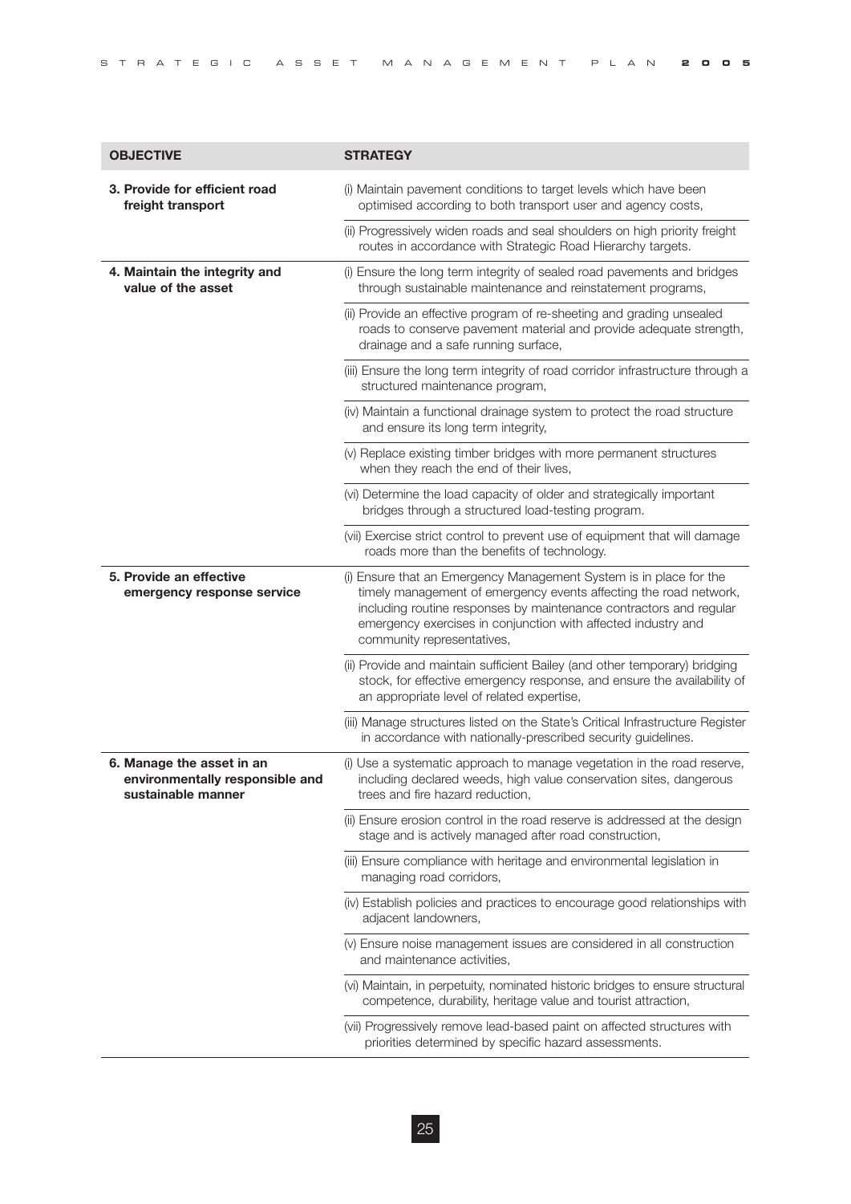| OBJECTIVE | STRATEGY |
| --- | --- |
| **3. Provide for efficient road freight transport** | (i) Maintain pavement conditions to target levels which have been optimised according to both transport user and agency costs, |
| | (ii) Progressively widen roads and seal shoulders on high priority freight routes in accordance with Strategic Road Hierarchy targets. |
| **4. Maintain the integrity and value of the asset** | (i) Ensure the long term integrity of sealed road pavements and bridges through sustainable maintenance and reinstatement programs, |
| | (ii) Provide an effective program of re-sheeting and grading unsealed roads to conserve pavement material and provide adequate strength, drainage and a safe running surface, |
| | (iii) Ensure the long term integrity of road corridor infrastructure through a structured maintenance program, |
| | (iv) Maintain a functional drainage system to protect the road structure and ensure its long term integrity, |
| | (v) Replace existing timber bridges with more permanent structures when they reach the end of their lives, |
| | (vi) Determine the load capacity of older and strategically important bridges through a structured load-testing program. |
| | (vii) Exercise strict control to prevent use of equipment that will damage roads more than the benefits of technology. |
| **5. Provide an effective emergency response service** | (i) Ensure that an Emergency Management System is in place for the timely management of emergency events affecting the road network, including routine responses by maintenance contractors and regular emergency exercises in conjunction with affected industry and community representatives, |
| | (ii) Provide and maintain sufficient Bailey (and other temporary) bridging stock, for effective emergency response, and ensure the availability of an appropriate level of related expertise, |
| | (iii) Manage structures listed on the State's Critical Infrastructure Register in accordance with nationally-prescribed security guidelines. |
| **6. Manage the asset in an environmentally responsible and sustainable manner** | (i) Use a systematic approach to manage vegetation in the road reserve, including declared weeds, high value conservation sites, dangerous trees and fire hazard reduction, |
| | (ii) Ensure erosion control in the road reserve is addressed at the design stage and is actively managed after road construction, |
| | (iii) Ensure compliance with heritage and environmental legislation in managing road corridors, |
| | (iv) Establish policies and practices to encourage good relationships with adjacent landowners, |
| | (v) Ensure noise management issues are considered in all construction and maintenance activities, |
| | (vi) Maintain, in perpetuity, nominated historic bridges to ensure structural competence, durability, heritage value and tourist attraction, |
| | (vii) Progressively remove lead-based paint on affected structures with priorities determined by specific hazard assessments. |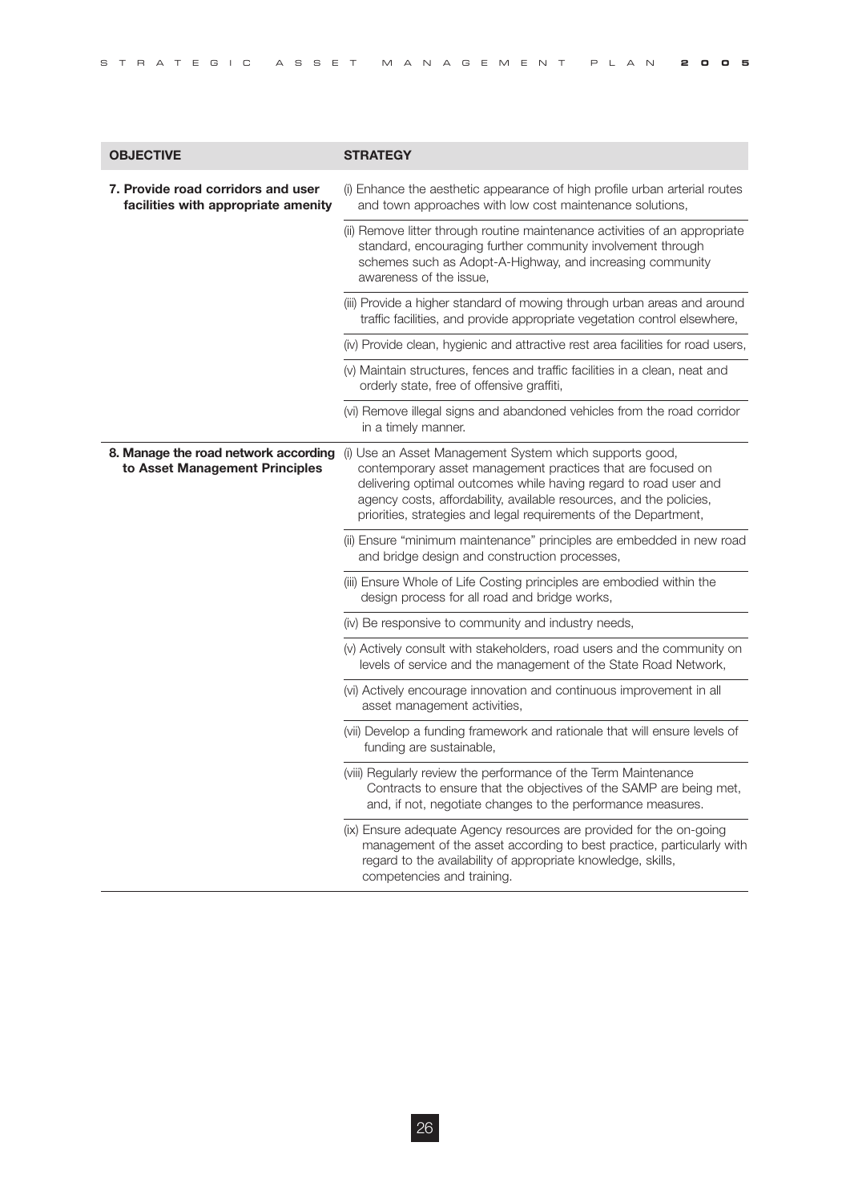| OBJECTIVE | STRATEGY |
|---|---|
| **7. Provide road corridors and user facilities with appropriate amenity** | (i) Enhance the aesthetic appearance of high profile urban arterial routes and town approaches with low cost maintenance solutions, |
| | (ii) Remove litter through routine maintenance activities of an appropriate standard, encouraging further community involvement through schemes such as Adopt-A-Highway, and increasing community awareness of the issue, |
| | (iii) Provide a higher standard of mowing through urban areas and around traffic facilities, and provide appropriate vegetation control elsewhere, |
| | (iv) Provide clean, hygienic and attractive rest area facilities for road users, |
| | (v) Maintain structures, fences and traffic facilities in a clean, neat and orderly state, free of offensive graffiti, |
| | (vi) Remove illegal signs and abandoned vehicles from the road corridor in a timely manner. |
| **8. Manage the road network according to Asset Management Principles** | (i) Use an Asset Management System which supports good, contemporary asset management practices that are focused on delivering optimal outcomes while having regard to road user and agency costs, affordability, available resources, and the policies, priorities, strategies and legal requirements of the Department, |
| | (ii) Ensure "minimum maintenance" principles are embedded in new road and bridge design and construction processes, |
| | (iii) Ensure Whole of Life Costing principles are embodied within the design process for all road and bridge works, |
| | (iv) Be responsive to community and industry needs, |
| | (v) Actively consult with stakeholders, road users and the community on levels of service and the management of the State Road Network, |
| | (vi) Actively encourage innovation and continuous improvement in all asset management activities, |
| | (vii) Develop a funding framework and rationale that will ensure levels of funding are sustainable, |
| | (viii) Regularly review the performance of the Term Maintenance Contracts to ensure that the objectives of the SAMP are being met, and, if not, negotiate changes to the performance measures. |
| | (ix) Ensure adequate Agency resources are provided for the on-going management of the asset according to best practice, particularly with regard to the availability of appropriate knowledge, skills, competencies and training. |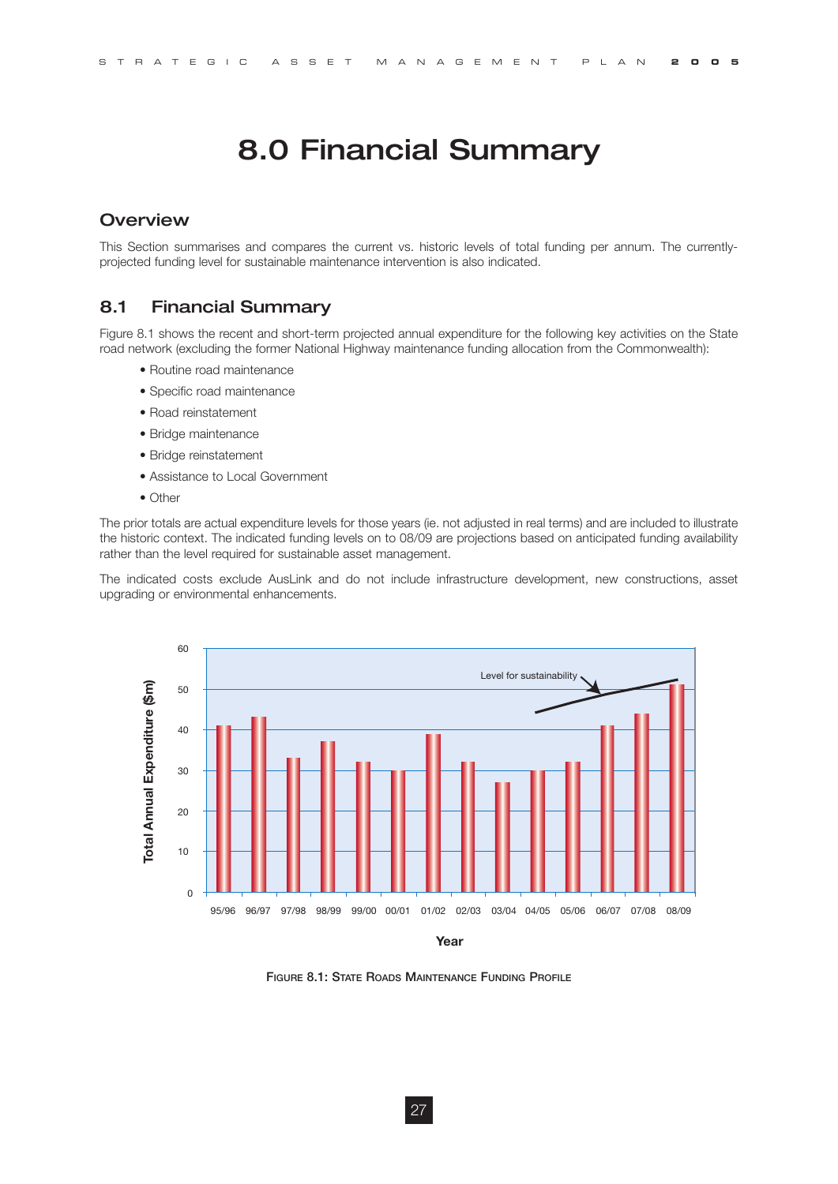# 8.0 Financial Summary

## Overview

This Section summarises and compares the current vs. historic levels of total funding per annum. The currently-projected funding level for sustainable maintenance intervention is also indicated.

## 8.1 Financial Summary

Figure 8.1 shows the recent and short-term projected annual expenditure for the following key activities on the State road network (excluding the former National Highway maintenance funding allocation from the Commonwealth):

- Routine road maintenance
- Specific road maintenance
- Road reinstatement
- Bridge maintenance
- Bridge reinstatement
- Assistance to Local Government
- Other

The prior totals are actual expenditure levels for those years (ie. not adjusted in real terms) and are included to illustrate the historic context. The indicated funding levels on to 08/09 are projections based on anticipated funding availability rather than the level required for sustainable asset management.

The indicated costs exclude AusLink and do not include infrastructure development, new constructions, asset upgrading or environmental enhancements.

Figure 8.1: State Roads Maintenance Funding Profile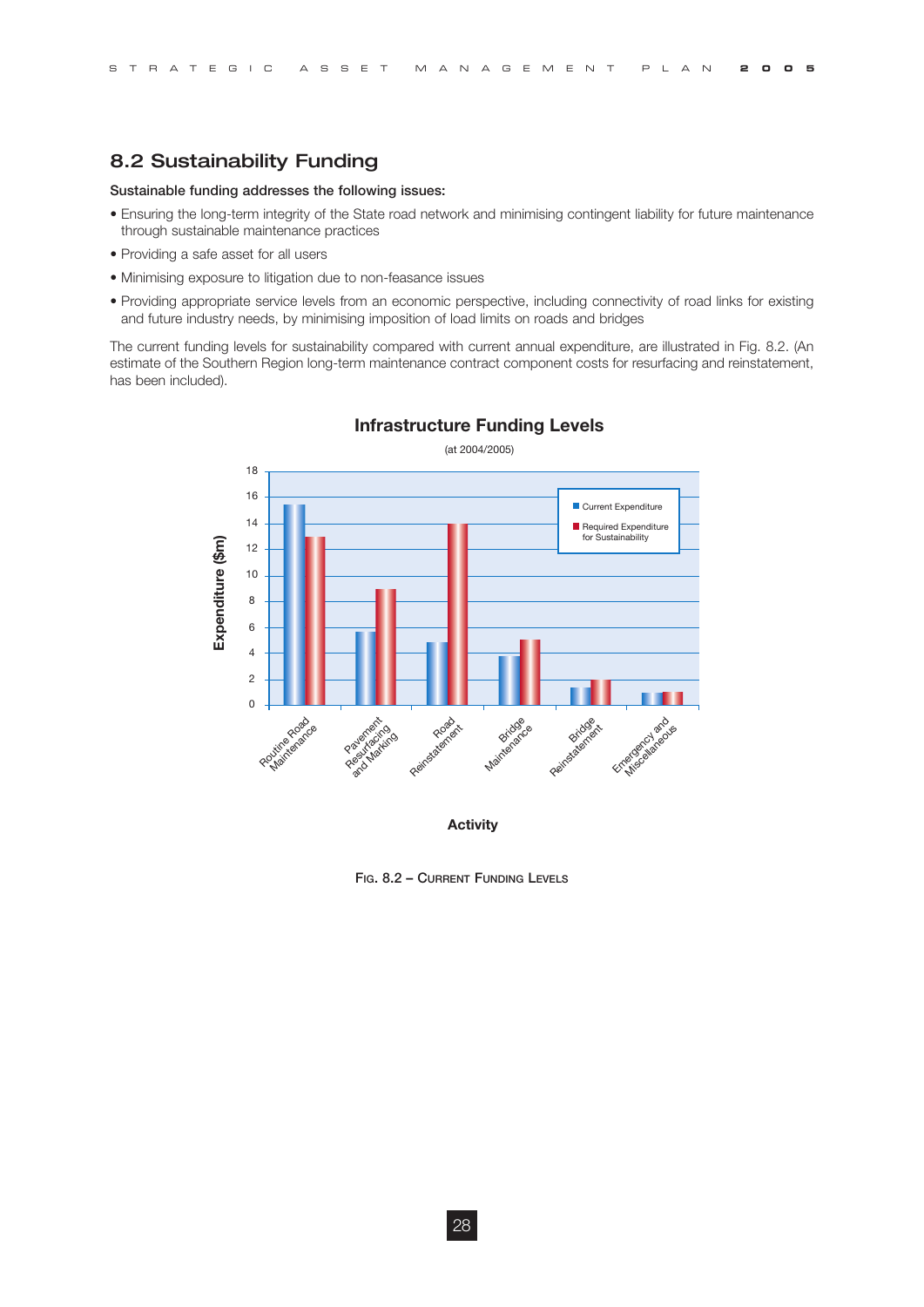## 8.2 Sustainability Funding

**Sustainable funding addresses the following issues:**

- Ensuring the long-term integrity of the State road network and minimising contingent liability for future maintenance through sustainable maintenance practices
- Providing a safe asset for all users
- Minimising exposure to litigation due to non-feasance issues
- Providing appropriate service levels from an economic perspective, including connectivity of road links for existing and future industry needs, by minimising imposition of load limits on roads and bridges

The current funding levels for sustainability compared with current annual expenditure, are illustrated in Fig. 8.2. (An estimate of the Southern Region long-term maintenance contract component costs for resurfacing and reinstatement, has been included).

**Infrastructure Funding Levels**

(at 2004/2005)

| Activity | Current Expenditure ($m) | Required Expenditure for Sustainability ($m) |
|---|---|---|
| Routine Road Maintenance | 15.5 | 13 |
| Pavement Resurfacing and Marking | 5.7 | 9 |
| Road Reinstatement | 4.9 | 14 |
| Bridge Maintenance | 3.8 | 5 |
| Bridge Reinstatement | 1.4 | 2 |
| Emergency and Miscellaneous | 1 | 1.1 |

Fig. 8.2 – Current Funding Levels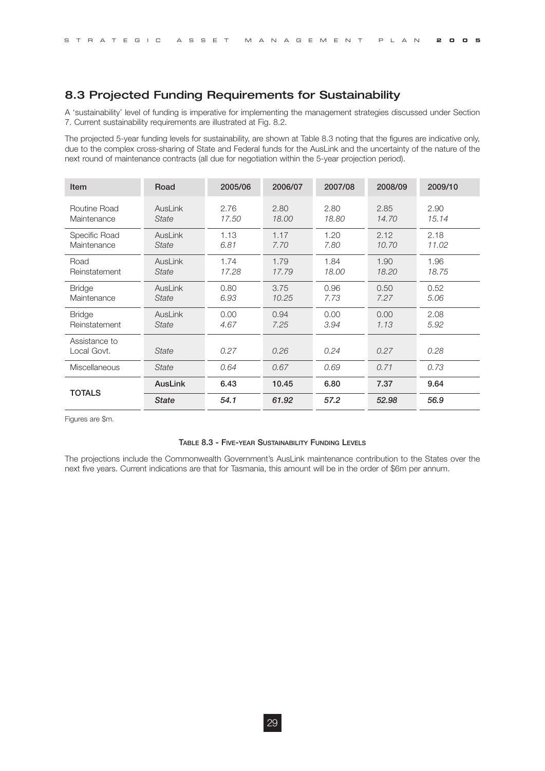## 8.3 Projected Funding Requirements for Sustainability

A 'sustainability' level of funding is imperative for implementing the management strategies discussed under Section 7. Current sustainability requirements are illustrated at Fig. 8.2.

The projected 5-year funding levels for sustainability, are shown at Table 8.3 noting that the figures are indicative only, due to the complex cross-sharing of State and Federal funds for the AusLink and the uncertainty of the nature of the next round of maintenance contracts (all due for negotiation within the 5-year projection period).

| Item | Road | 2005/06 | 2006/07 | 2007/08 | 2008/09 | 2009/10 |
|---|---|---|---|---|---|---|
| Routine Road Maintenance | AusLink | 2.76 | 2.80 | 2.80 | 2.85 | 2.90 |
| | *State* | *17.50* | *18.00* | *18.80* | *14.70* | *15.14* |
| Specific Road Maintenance | AusLink | 1.13 | 1.17 | 1.20 | 2.12 | 2.18 |
| | *State* | *6.81* | *7.70* | *7.80* | *10.70* | *11.02* |
| Road Reinstatement | AusLink | 1.74 | 1.79 | 1.84 | 1.90 | 1.96 |
| | *State* | *17.28* | *17.79* | *18.00* | *18.20* | *18.75* |
| Bridge Maintenance | AusLink | 0.80 | 3.75 | 0.96 | 0.50 | 0.52 |
| | *State* | *6.93* | *10.25* | *7.73* | *7.27* | *5.06* |
| Bridge Reinstatement | AusLink | 0.00 | 0.94 | 0.00 | 0.00 | 2.08 |
| | *State* | *4.67* | *7.25* | *3.94* | *1.13* | *5.92* |
| Assistance to Local Govt. | *State* | *0.27* | *0.26* | *0.24* | *0.27* | *0.28* |
| Miscellaneous | *State* | *0.64* | *0.67* | *0.69* | *0.71* | *0.73* |
| **TOTALS** | **AusLink** | **6.43** | **10.45** | **6.80** | **7.37** | **9.64** |
| | ***State*** | ***54.1*** | ***61.92*** | ***57.2*** | ***52.98*** | ***56.9*** |

Figures are $m.

TABLE 8.3 - FIVE-YEAR SUSTAINABILITY FUNDING LEVELS

The projections include the Commonwealth Government's AusLink maintenance contribution to the States over the next five years. Current indications are that for Tasmania, this amount will be in the order of $6m per annum.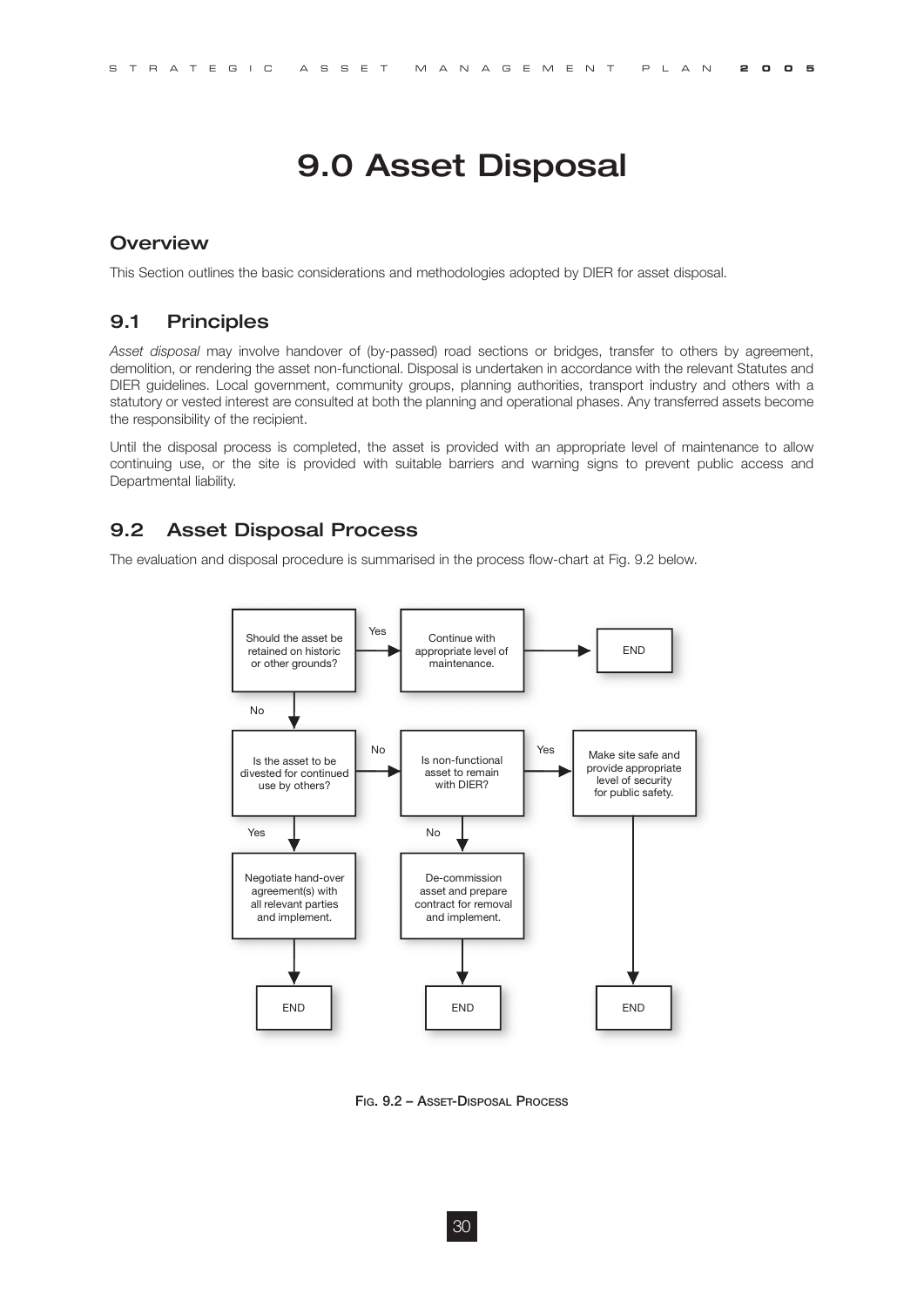# 9.0 Asset Disposal

## Overview

This Section outlines the basic considerations and methodologies adopted by DIER for asset disposal.

## 9.1 Principles

*Asset disposal* may involve handover of (by-passed) road sections or bridges, transfer to others by agreement, demolition, or rendering the asset non-functional. Disposal is undertaken in accordance with the relevant Statutes and DIER guidelines. Local government, community groups, planning authorities, transport industry and others with a statutory or vested interest are consulted at both the planning and operational phases. Any transferred assets become the responsibility of the recipient.

Until the disposal process is completed, the asset is provided with an appropriate level of maintenance to allow continuing use, or the site is provided with suitable barriers and warning signs to prevent public access and Departmental liability.

## 9.2 Asset Disposal Process

The evaluation and disposal procedure is summarised in the process flow-chart at Fig. 9.2 below.

- Should the asset be retained on historic or other grounds?
  - Yes → Continue with appropriate level of maintenance. → END
  - No → Is the asset to be divested for continued use by others?
    - Yes → Negotiate hand-over agreement(s) with all relevant parties and implement. → END
    - No → Is non-functional asset to remain with DIER?
      - Yes → Make site safe and provide appropriate level of security for public safety. → END
      - No → De-commission asset and prepare contract for removal and implement. → END

Fig. 9.2 – Asset-Disposal Process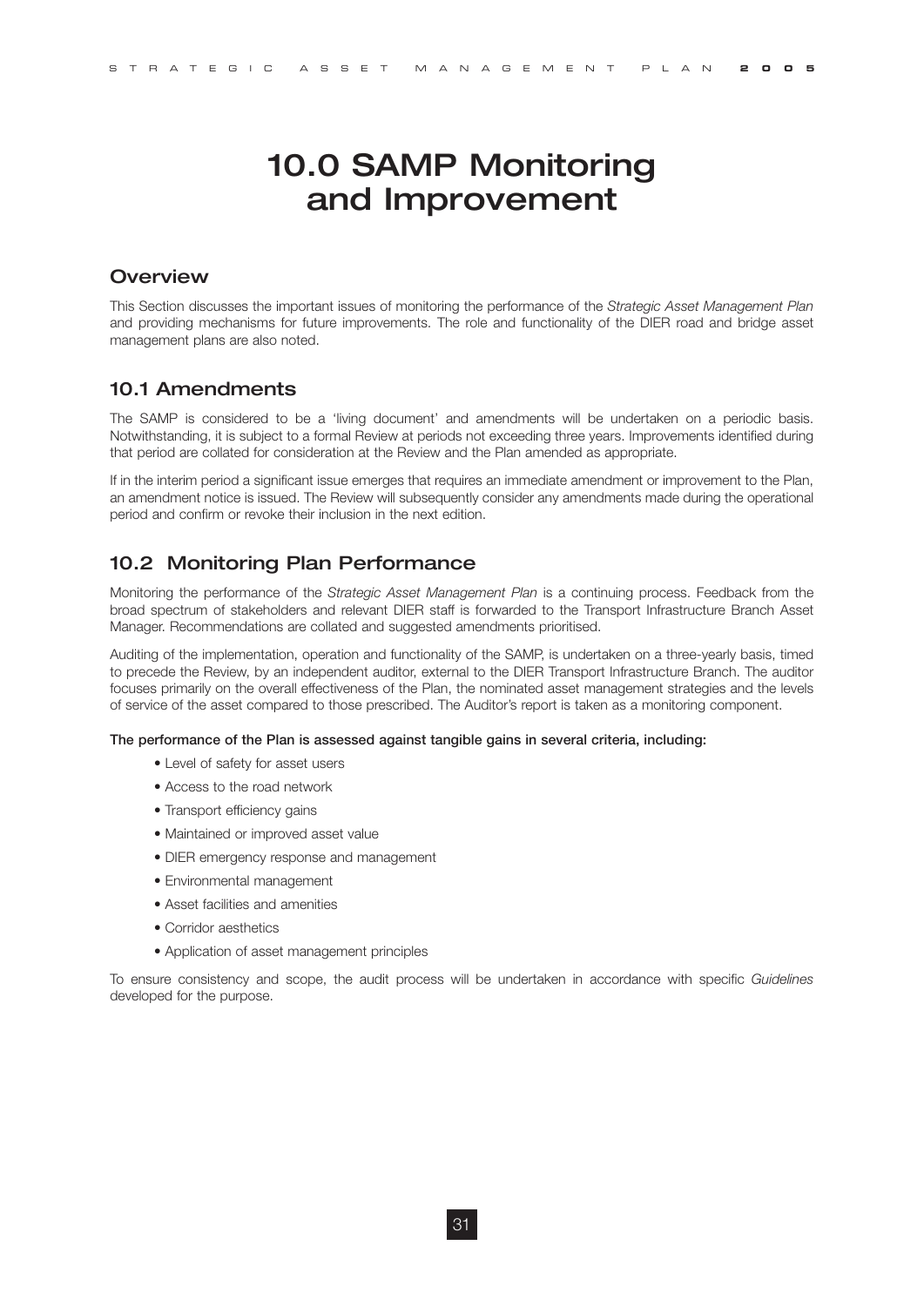# 10.0 SAMP Monitoring and Improvement

## Overview

This Section discusses the important issues of monitoring the performance of the *Strategic Asset Management Plan* and providing mechanisms for future improvements. The role and functionality of the DIER road and bridge asset management plans are also noted.

## 10.1 Amendments

The SAMP is considered to be a 'living document' and amendments will be undertaken on a periodic basis. Notwithstanding, it is subject to a formal Review at periods not exceeding three years. Improvements identified during that period are collated for consideration at the Review and the Plan amended as appropriate.

If in the interim period a significant issue emerges that requires an immediate amendment or improvement to the Plan, an amendment notice is issued. The Review will subsequently consider any amendments made during the operational period and confirm or revoke their inclusion in the next edition.

## 10.2 Monitoring Plan Performance

Monitoring the performance of the *Strategic Asset Management Plan* is a continuing process. Feedback from the broad spectrum of stakeholders and relevant DIER staff is forwarded to the Transport Infrastructure Branch Asset Manager. Recommendations are collated and suggested amendments prioritised.

Auditing of the implementation, operation and functionality of the SAMP, is undertaken on a three-yearly basis, timed to precede the Review, by an independent auditor, external to the DIER Transport Infrastructure Branch. The auditor focuses primarily on the overall effectiveness of the Plan, the nominated asset management strategies and the levels of service of the asset compared to those prescribed. The Auditor's report is taken as a monitoring component.

**The performance of the Plan is assessed against tangible gains in several criteria, including:**

- Level of safety for asset users
- Access to the road network
- Transport efficiency gains
- Maintained or improved asset value
- DIER emergency response and management
- Environmental management
- Asset facilities and amenities
- Corridor aesthetics
- Application of asset management principles

To ensure consistency and scope, the audit process will be undertaken in accordance with specific *Guidelines* developed for the purpose.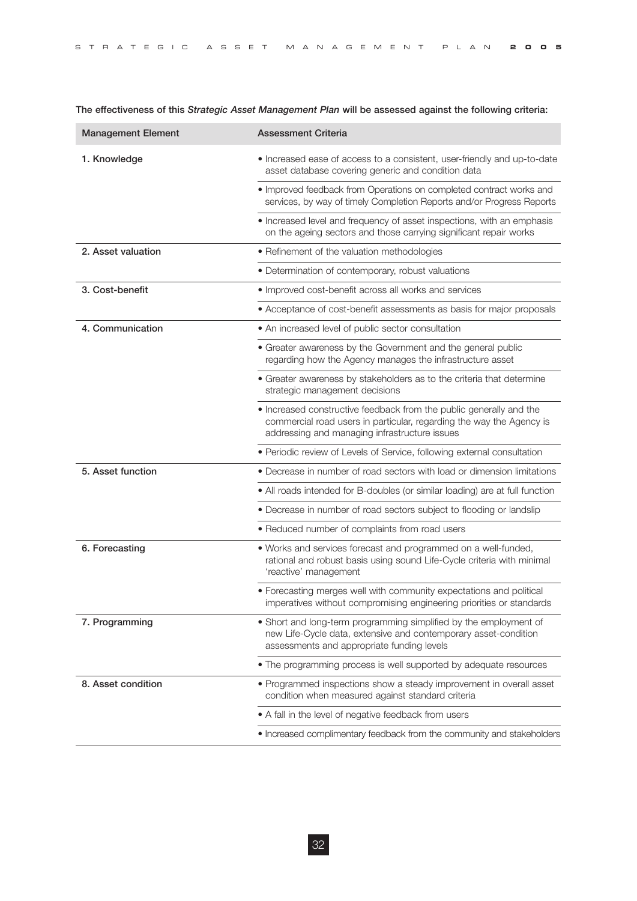The effectiveness of this *Strategic Asset Management Plan* will be assessed against the following criteria:

| Management Element | Assessment Criteria |
|---|---|
| 1. Knowledge | • Increased ease of access to a consistent, user-friendly and up-to-date asset database covering generic and condition data |
| | • Improved feedback from Operations on completed contract works and services, by way of timely Completion Reports and/or Progress Reports |
| | • Increased level and frequency of asset inspections, with an emphasis on the ageing sectors and those carrying significant repair works |
| 2. Asset valuation | • Refinement of the valuation methodologies |
| | • Determination of contemporary, robust valuations |
| 3. Cost-benefit | • Improved cost-benefit across all works and services |
| | • Acceptance of cost-benefit assessments as basis for major proposals |
| 4. Communication | • An increased level of public sector consultation |
| | • Greater awareness by the Government and the general public regarding how the Agency manages the infrastructure asset |
| | • Greater awareness by stakeholders as to the criteria that determine strategic management decisions |
| | • Increased constructive feedback from the public generally and the commercial road users in particular, regarding the way the Agency is addressing and managing infrastructure issues |
| | • Periodic review of Levels of Service, following external consultation |
| 5. Asset function | • Decrease in number of road sectors with load or dimension limitations |
| | • All roads intended for B-doubles (or similar loading) are at full function |
| | • Decrease in number of road sectors subject to flooding or landslip |
| | • Reduced number of complaints from road users |
| 6. Forecasting | • Works and services forecast and programmed on a well-funded, rational and robust basis using sound Life-Cycle criteria with minimal 'reactive' management |
| | • Forecasting merges well with community expectations and political imperatives without compromising engineering priorities or standards |
| 7. Programming | • Short and long-term programming simplified by the employment of new Life-Cycle data, extensive and contemporary asset-condition assessments and appropriate funding levels |
| | • The programming process is well supported by adequate resources |
| 8. Asset condition | • Programmed inspections show a steady improvement in overall asset condition when measured against standard criteria |
| | • A fall in the level of negative feedback from users |
| | • Increased complimentary feedback from the community and stakeholders |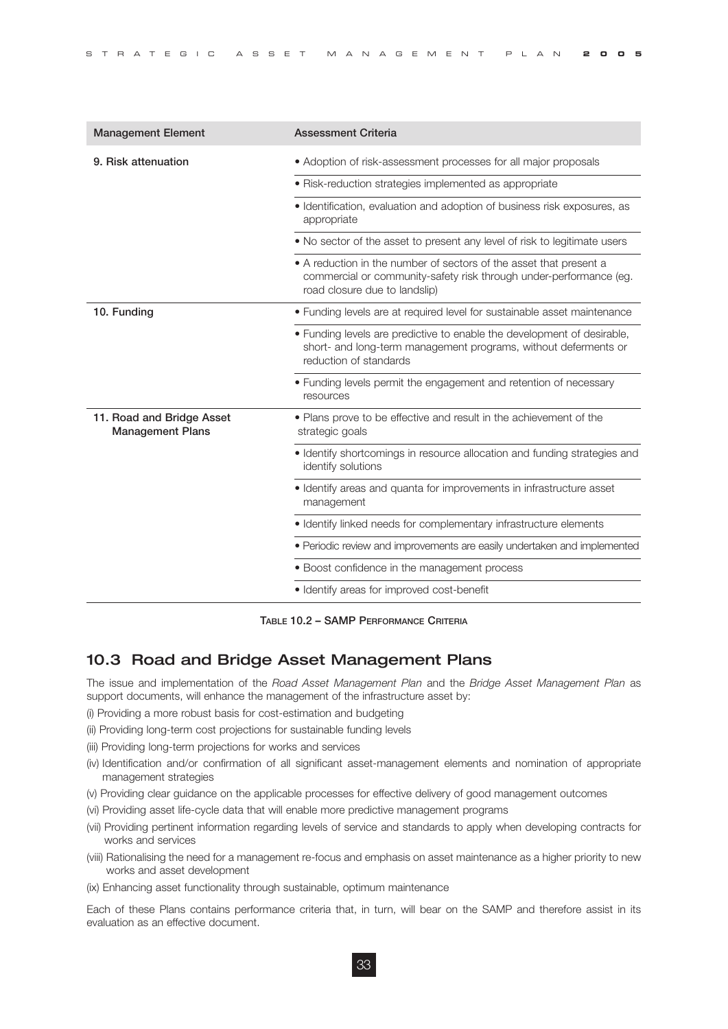| Management Element | Assessment Criteria |
|---|---|
| **9. Risk attenuation** | • Adoption of risk-assessment processes for all major proposals |
| | • Risk-reduction strategies implemented as appropriate |
| | • Identification, evaluation and adoption of business risk exposures, as appropriate |
| | • No sector of the asset to present any level of risk to legitimate users |
| | • A reduction in the number of sectors of the asset that present a commercial or community-safety risk through under-performance (eg. road closure due to landslip) |
| **10. Funding** | • Funding levels are at required level for sustainable asset maintenance |
| | • Funding levels are predictive to enable the development of desirable, short- and long-term management programs, without deferments or reduction of standards |
| | • Funding levels permit the engagement and retention of necessary resources |
| **11. Road and Bridge Asset Management Plans** | • Plans prove to be effective and result in the achievement of the strategic goals |
| | • Identify shortcomings in resource allocation and funding strategies and identify solutions |
| | • Identify areas and quanta for improvements in infrastructure asset management |
| | • Identify linked needs for complementary infrastructure elements |
| | • Periodic review and improvements are easily undertaken and implemented |
| | • Boost confidence in the management process |
| | • Identify areas for improved cost-benefit |

**Table 10.2 – SAMP Performance Criteria**

## 10.3 Road and Bridge Asset Management Plans

The issue and implementation of the *Road Asset Management Plan* and the *Bridge Asset Management Plan* as support documents, will enhance the management of the infrastructure asset by:

(i) Providing a more robust basis for cost-estimation and budgeting

(ii) Providing long-term cost projections for sustainable funding levels

(iii) Providing long-term projections for works and services

(iv) Identification and/or confirmation of all significant asset-management elements and nomination of appropriate management strategies

(v) Providing clear guidance on the applicable processes for effective delivery of good management outcomes

(vi) Providing asset life-cycle data that will enable more predictive management programs

(vii) Providing pertinent information regarding levels of service and standards to apply when developing contracts for works and services

(viii) Rationalising the need for a management re-focus and emphasis on asset maintenance as a higher priority to new works and asset development

(ix) Enhancing asset functionality through sustainable, optimum maintenance

Each of these Plans contains performance criteria that, in turn, will bear on the SAMP and therefore assist in its evaluation as an effective document.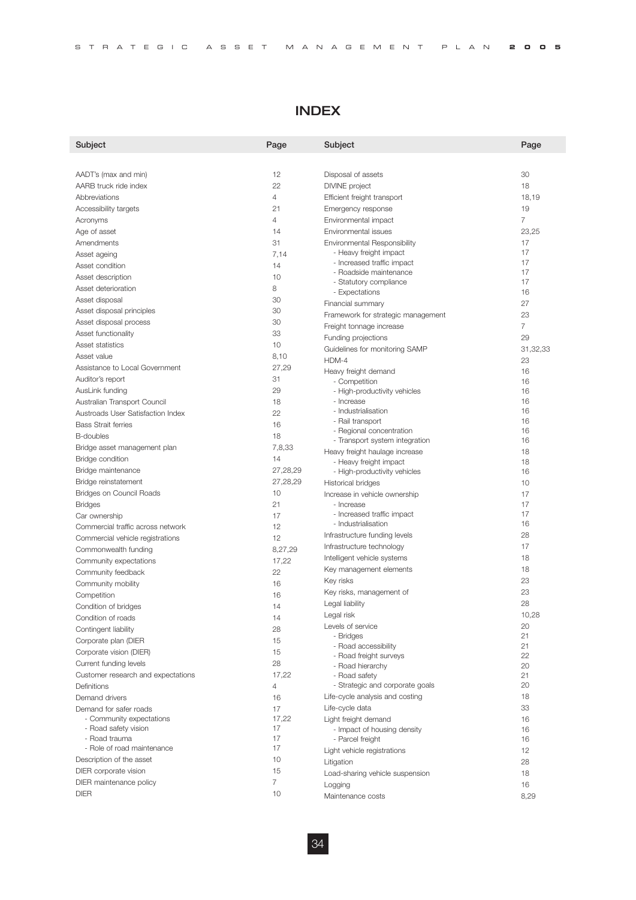# INDEX

| Subject | Page |
|---|---|
| AADT's (max and min) | 12 |
| AARB truck ride index | 22 |
| Abbreviations | 4 |
| Accessibility targets | 21 |
| Acronyms | 4 |
| Age of asset | 14 |
| Amendments | 31 |
| Asset ageing | 7,14 |
| Asset condition | 14 |
| Asset description | 10 |
| Asset deterioration | 8 |
| Asset disposal | 30 |
| Asset disposal principles | 30 |
| Asset disposal process | 30 |
| Asset functionality | 33 |
| Asset statistics | 10 |
| Asset value | 8,10 |
| Assistance to Local Government | 27,29 |
| Auditor's report | 31 |
| AusLink funding | 29 |
| Australian Transport Council | 18 |
| Austroads User Satisfaction Index | 22 |
| Bass Strait ferries | 16 |
| B-doubles | 18 |
| Bridge asset management plan | 7,8,33 |
| Bridge condition | 14 |
| Bridge maintenance | 27,28,29 |
| Bridge reinstatement | 27,28,29 |
| Bridges on Council Roads | 10 |
| Bridges | 21 |
| Car ownership | 17 |
| Commercial traffic across network | 12 |
| Commercial vehicle registrations | 12 |
| Commonwealth funding | 8,27,29 |
| Community expectations | 17,22 |
| Community feedback | 22 |
| Community mobility | 16 |
| Competition | 16 |
| Condition of bridges | 14 |
| Condition of roads | 14 |
| Contingent liability | 28 |
| Corporate plan (DIER | 15 |
| Corporate vision (DIER) | 15 |
| Current funding levels | 28 |
| Customer research and expectations | 17,22 |
| Definitions | 4 |
| Demand drivers | 16 |
| Demand for safer roads | 17 |
| - Community expectations | 17,22 |
| - Road safety vision | 17 |
| - Road trauma | 17 |
| - Role of road maintenance | 17 |
| Description of the asset | 10 |
| DIER corporate vision | 15 |
| DIER maintenance policy | 7 |
| DIER | 10 |
| Disposal of assets | 30 |
| DIVINE project | 18 |
| Efficient freight transport | 18,19 |
| Emergency response | 19 |
| Environmental impact | 7 |
| Environmental issues | 23,25 |
| Environmental Responsibility | 17 |
| - Heavy freight impact | 17 |
| - Increased traffic impact | 17 |
| - Roadside maintenance | 17 |
| - Statutory compliance | 17 |
| - Expectations | 16 |
| Financial summary | 27 |
| Framework for strategic management | 23 |
| Freight tonnage increase | 7 |
| Funding projections | 29 |
| Guidelines for monitoring SAMP | 31,32,33 |
| HDM-4 | 23 |
| Heavy freight demand | 16 |
| - Competition | 16 |
| - High-productivity vehicles | 16 |
| - Increase | 16 |
| - Industrialisation | 16 |
| - Rail transport | 16 |
| - Regional concentration | 16 |
| - Transport system integration | 16 |
| Heavy freight haulage increase | 18 |
| - Heavy freight impact | 18 |
| - High-productivity vehicles | 16 |
| Historical bridges | 10 |
| Increase in vehicle ownership | 17 |
| - Increase | 17 |
| - Increased traffic impact | 17 |
| - Industrialisation | 16 |
| Infrastructure funding levels | 28 |
| Infrastructure technology | 17 |
| Intelligent vehicle systems | 18 |
| Key management elements | 18 |
| Key risks | 23 |
| Key risks, management of | 23 |
| Legal liability | 28 |
| Legal risk | 10,28 |
| Levels of service | 20 |
| - Bridges | 21 |
| - Road accessibility | 21 |
| - Road freight surveys | 22 |
| - Road hierarchy | 20 |
| - Road safety | 21 |
| - Strategic and corporate goals | 20 |
| Life-cycle analysis and costing | 18 |
| Life-cycle data | 33 |
| Light freight demand | 16 |
| - Impact of housing density | 16 |
| - Parcel freight | 16 |
| Light vehicle registrations | 12 |
| Litigation | 28 |
| Load-sharing vehicle suspension | 18 |
| Logging | 16 |
| Maintenance costs | 8,29 |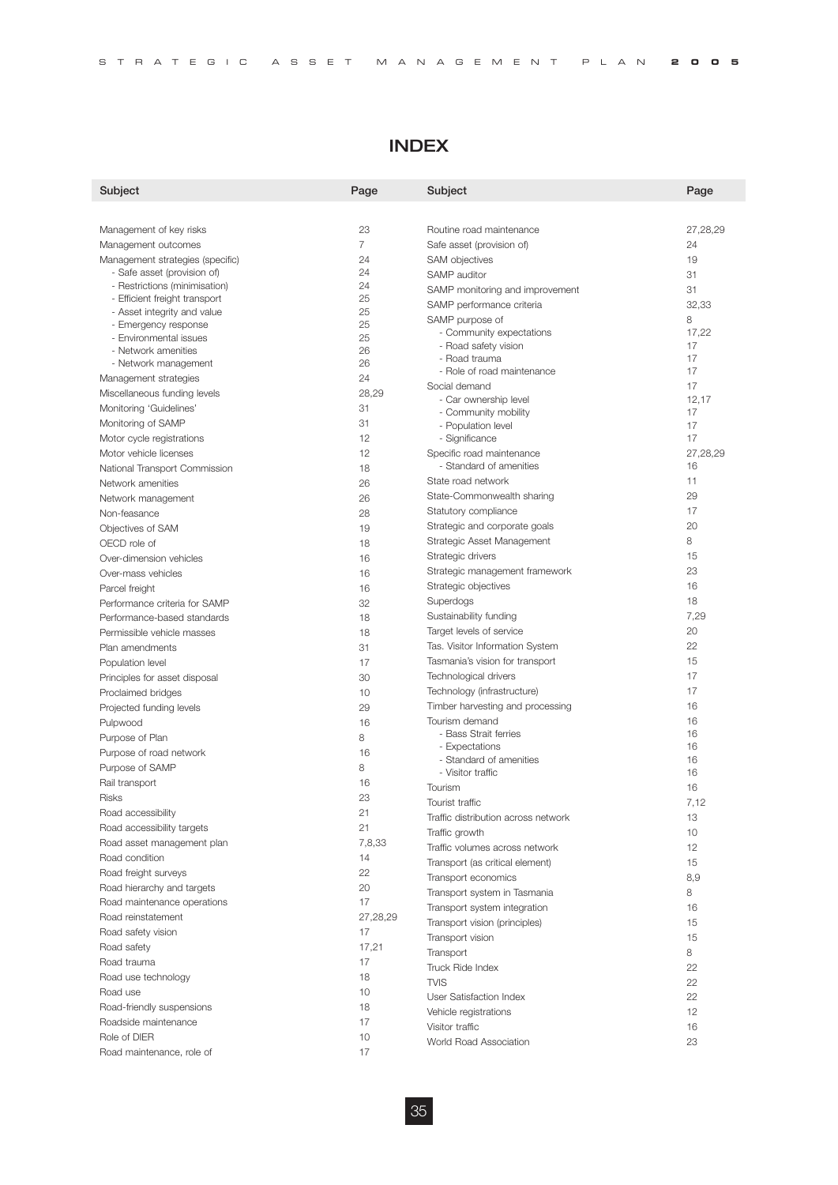# INDEX

| Subject | Page | Subject | Page |
|---|---|---|---|
| Management of key risks | 23 | Routine road maintenance | 27,28,29 |
| Management outcomes | 7 | Safe asset (provision of) | 24 |
| Management strategies (specific) | 24 | SAM objectives | 19 |
| - Safe asset (provision of) | 24 | SAMP auditor | 31 |
| - Restrictions (minimisation) | 24 | SAMP monitoring and improvement | 31 |
| - Efficient freight transport | 25 | SAMP performance criteria | 32,33 |
| - Asset integrity and value | 25 | SAMP purpose of | 8 |
| - Emergency response | 25 | - Community expectations | 17,22 |
| - Environmental issues | 25 | - Road safety vision | 17 |
| - Network amenities | 26 | - Road trauma | 17 |
| - Network management | 26 | - Role of road maintenance | 17 |
| Management strategies | 24 | Social demand | 17 |
| Miscellaneous funding levels | 28,29 | - Car ownership level | 12,17 |
| Monitoring 'Guidelines' | 31 | - Community mobility | 17 |
| Monitoring of SAMP | 31 | - Population level | 17 |
| Motor cycle registrations | 12 | - Significance | 17 |
| Motor vehicle licenses | 12 | Specific road maintenance | 27,28,29 |
| National Transport Commission | 18 | - Standard of amenities | 16 |
| Network amenities | 26 | State road network | 11 |
| Network management | 26 | State-Commonwealth sharing | 29 |
| Non-feasance | 28 | Statutory compliance | 17 |
| Objectives of SAM | 19 | Strategic and corporate goals | 20 |
| OECD role of | 18 | Strategic Asset Management | 8 |
| Over-dimension vehicles | 16 | Strategic drivers | 15 |
| Over-mass vehicles | 16 | Strategic management framework | 23 |
| Parcel freight | 16 | Strategic objectives | 16 |
| Performance criteria for SAMP | 32 | Superdogs | 18 |
| Performance-based standards | 18 | Sustainability funding | 7,29 |
| Permissible vehicle masses | 18 | Target levels of service | 20 |
| Plan amendments | 31 | Tas. Visitor Information System | 22 |
| Population level | 17 | Tasmania's vision for transport | 15 |
| Principles for asset disposal | 30 | Technological drivers | 17 |
| Proclaimed bridges | 10 | Technology (infrastructure) | 17 |
| Projected funding levels | 29 | Timber harvesting and processing | 16 |
| Pulpwood | 16 | Tourism demand | 16 |
| Purpose of Plan | 8 | - Bass Strait ferries | 16 |
| Purpose of road network | 16 | - Expectations | 16 |
| Purpose of SAMP | 8 | - Standard of amenities | 16 |
| Rail transport | 16 | - Visitor traffic | 16 |
| Risks | 23 | Tourism | 16 |
| Road accessibility | 21 | Tourist traffic | 7,12 |
| Road accessibility targets | 21 | Traffic distribution across network | 13 |
| Road asset management plan | 7,8,33 | Traffic growth | 10 |
| Road condition | 14 | Traffic volumes across network | 12 |
| Road freight surveys | 22 | Transport (as critical element) | 15 |
| Road hierarchy and targets | 20 | Transport economics | 8,9 |
| Road maintenance operations | 17 | Transport system in Tasmania | 8 |
| Road reinstatement | 27,28,29 | Transport system integration | 16 |
| Road safety vision | 17 | Transport vision (principles) | 15 |
| Road safety | 17,21 | Transport vision | 15 |
| Road trauma | 17 | Transport | 8 |
| Road use technology | 18 | Truck Ride Index | 22 |
| Road use | 10 | TVIS | 22 |
| Road-friendly suspensions | 18 | User Satisfaction Index | 22 |
| Roadside maintenance | 17 | Vehicle registrations | 12 |
| Role of DIER | 10 | Visitor traffic | 16 |
| Road maintenance, role of | 17 | World Road Association | 23 |